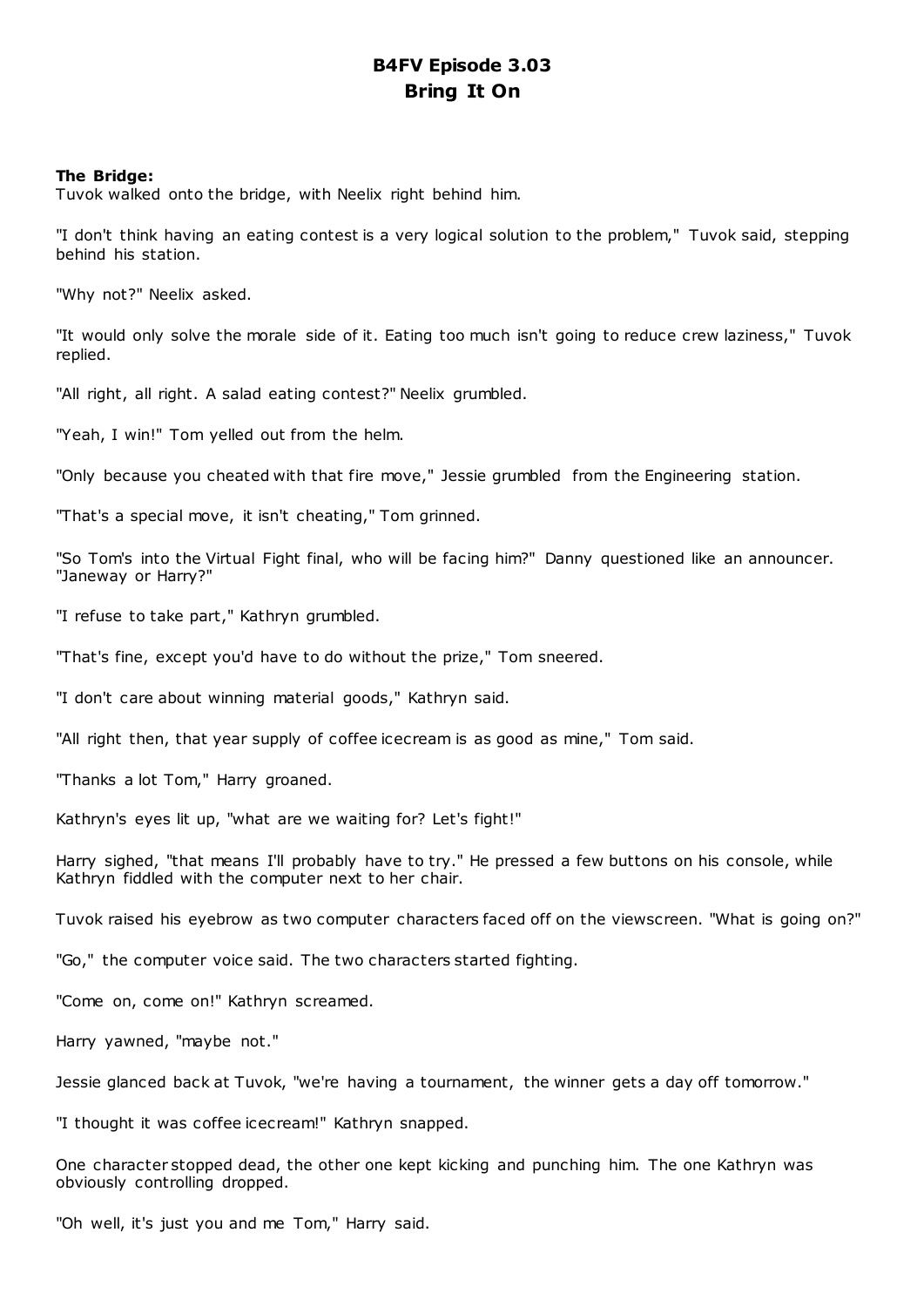# B4FV Episode 3.03
# Bring It On

**The Bridge:**
Tuvok walked onto the bridge, with Neelix right behind him.

"I don't think having an eating contest is a very logical solution to the problem," Tuvok said, stepping behind his station.

"Why not?" Neelix asked.

"It would only solve the morale side of it. Eating too much isn't going to reduce crew laziness," Tuvok replied.

"All right, all right. A salad eating contest?" Neelix grumbled.

"Yeah, I win!" Tom yelled out from the helm.

"Only because you cheated with that fire move," Jessie grumbled from the Engineering station.

"That's a special move, it isn't cheating," Tom grinned.

"So Tom's into the Virtual Fight final, who will be facing him?" Danny questioned like an announcer. "Janeway or Harry?"

"I refuse to take part," Kathryn grumbled.

"That's fine, except you'd have to do without the prize," Tom sneered.

"I don't care about winning material goods," Kathryn said.

"All right then, that year supply of coffee icecream is as good as mine," Tom said.

"Thanks a lot Tom," Harry groaned.

Kathryn's eyes lit up, "what are we waiting for? Let's fight!"

Harry sighed, "that means I'll probably have to try." He pressed a few buttons on his console, while Kathryn fiddled with the computer next to her chair.

Tuvok raised his eyebrow as two computer characters faced off on the viewscreen. "What is going on?"

"Go," the computer voice said. The two characters started fighting.

"Come on, come on!" Kathryn screamed.

Harry yawned, "maybe not."

Jessie glanced back at Tuvok, "we're having a tournament, the winner gets a day off tomorrow."

"I thought it was coffee icecream!" Kathryn snapped.

One character stopped dead, the other one kept kicking and punching him. The one Kathryn was obviously controlling dropped.

"Oh well, it's just you and me Tom," Harry said.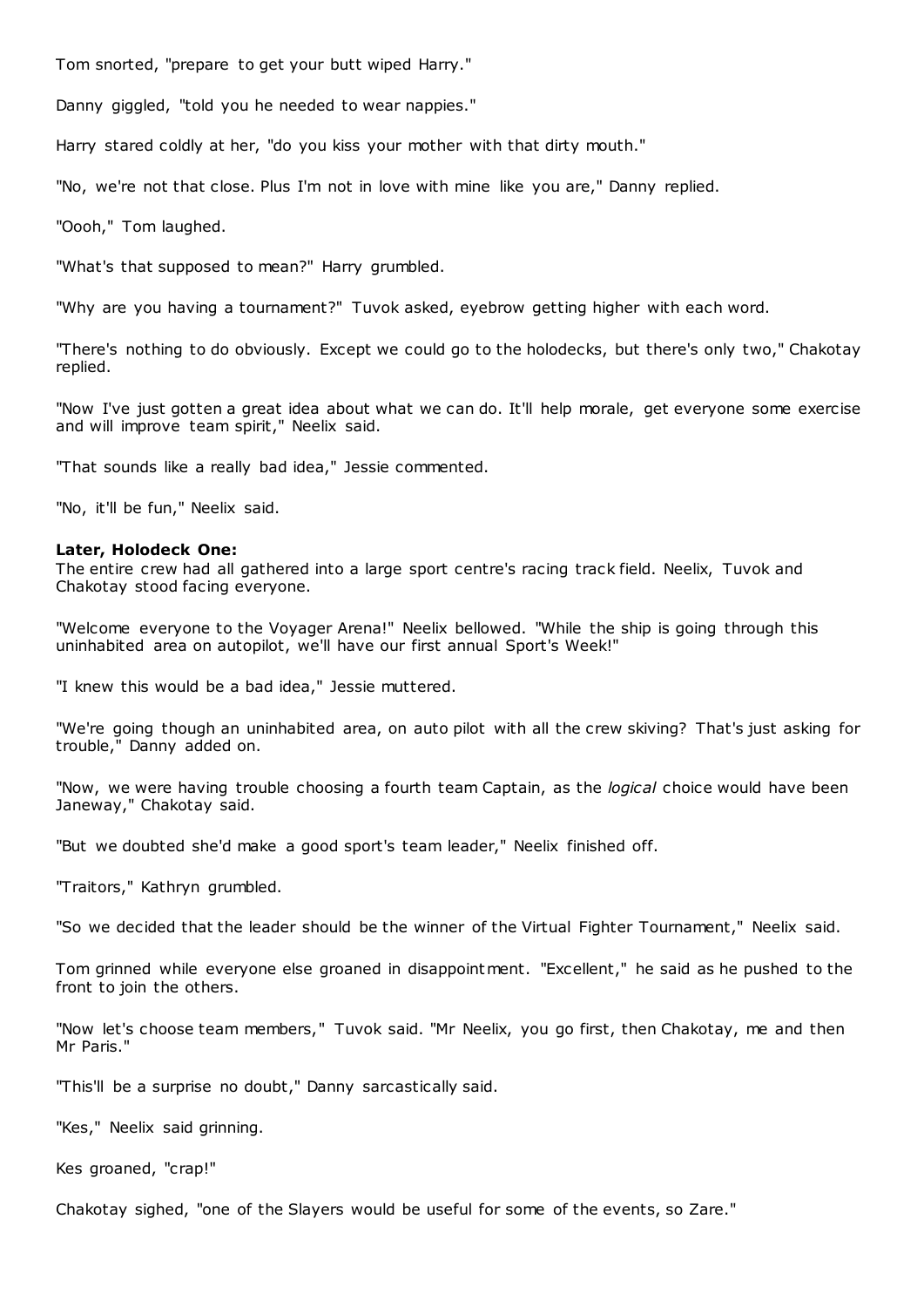Tom snorted, "prepare to get your butt wiped Harry."

Danny giggled, "told you he needed to wear nappies."

Harry stared coldly at her, "do you kiss your mother with that dirty mouth."

"No, we're not that close. Plus I'm not in love with mine like you are," Danny replied.

"Oooh," Tom laughed.

"What's that supposed to mean?" Harry grumbled.

"Why are you having a tournament?" Tuvok asked, eyebrow getting higher with each word.

"There's nothing to do obviously. Except we could go to the holodecks, but there's only two," Chakotay replied.

"Now I've just gotten a great idea about what we can do. It'll help morale, get everyone some exercise and will improve team spirit," Neelix said.

"That sounds like a really bad idea," Jessie commented.

"No, it'll be fun," Neelix said.

**Later, Holodeck One:**
The entire crew had all gathered into a large sport centre's racing track field. Neelix, Tuvok and Chakotay stood facing everyone.

"Welcome everyone to the Voyager Arena!" Neelix bellowed. "While the ship is going through this uninhabited area on autopilot, we'll have our first annual Sport's Week!"

"I knew this would be a bad idea," Jessie muttered.

"We're going though an uninhabited area, on auto pilot with all the crew skiving? That's just asking for trouble," Danny added on.

"Now, we were having trouble choosing a fourth team Captain, as the *logical* choice would have been Janeway," Chakotay said.

"But we doubted she'd make a good sport's team leader," Neelix finished off.

"Traitors," Kathryn grumbled.

"So we decided that the leader should be the winner of the Virtual Fighter Tournament," Neelix said.

Tom grinned while everyone else groaned in disappointment. "Excellent," he said as he pushed to the front to join the others.

"Now let's choose team members," Tuvok said. "Mr Neelix, you go first, then Chakotay, me and then Mr Paris."

"This'll be a surprise no doubt," Danny sarcastically said.

"Kes," Neelix said grinning.

Kes groaned, "crap!"

Chakotay sighed, "one of the Slayers would be useful for some of the events, so Zare."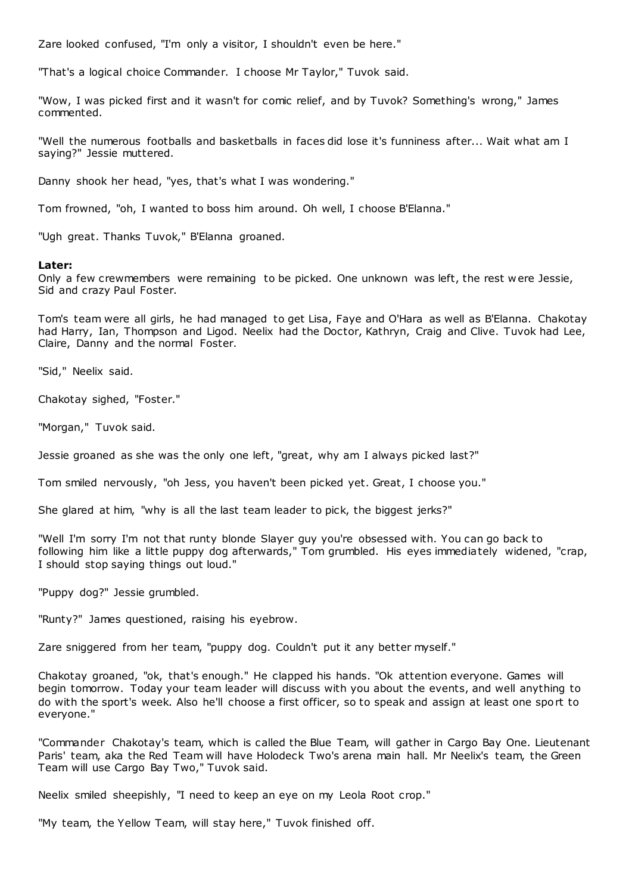Zare looked confused, "I'm only a visitor, I shouldn't even be here."

"That's a logical choice Commander. I choose Mr Taylor," Tuvok said.

"Wow, I was picked first and it wasn't for comic relief, and by Tuvok? Something's wrong," James commented.

"Well the numerous footballs and basketballs in faces did lose it's funniness after... Wait what am I saying?" Jessie muttered.

Danny shook her head, "yes, that's what I was wondering."

Tom frowned, "oh, I wanted to boss him around. Oh well, I choose B'Elanna."

"Ugh great. Thanks Tuvok," B'Elanna groaned.

**Later:**
Only a few crewmembers were remaining to be picked. One unknown was left, the rest were Jessie, Sid and crazy Paul Foster.

Tom's team were all girls, he had managed to get Lisa, Faye and O'Hara as well as B'Elanna. Chakotay had Harry, Ian, Thompson and Ligod. Neelix had the Doctor, Kathryn, Craig and Clive. Tuvok had Lee, Claire, Danny and the normal Foster.

"Sid," Neelix said.

Chakotay sighed, "Foster."

"Morgan," Tuvok said.

Jessie groaned as she was the only one left, "great, why am I always picked last?"

Tom smiled nervously, "oh Jess, you haven't been picked yet. Great, I choose you."

She glared at him, "why is all the last team leader to pick, the biggest jerks?"

"Well I'm sorry I'm not that runty blonde Slayer guy you're obsessed with. You can go back to following him like a little puppy dog afterwards," Tom grumbled. His eyes immediately widened, "crap, I should stop saying things out loud."

"Puppy dog?" Jessie grumbled.

"Runty?" James questioned, raising his eyebrow.

Zare sniggered from her team, "puppy dog. Couldn't put it any better myself."

Chakotay groaned, "ok, that's enough." He clapped his hands. "Ok attention everyone. Games will begin tomorrow. Today your team leader will discuss with you about the events, and well anything to do with the sport's week. Also he'll choose a first officer, so to speak and assign at least one sport to everyone."

"Commander Chakotay's team, which is called the Blue Team, will gather in Cargo Bay One. Lieutenant Paris' team, aka the Red Team will have Holodeck Two's arena main hall. Mr Neelix's team, the Green Team will use Cargo Bay Two," Tuvok said.

Neelix smiled sheepishly, "I need to keep an eye on my Leola Root crop."

"My team, the Yellow Team, will stay here," Tuvok finished off.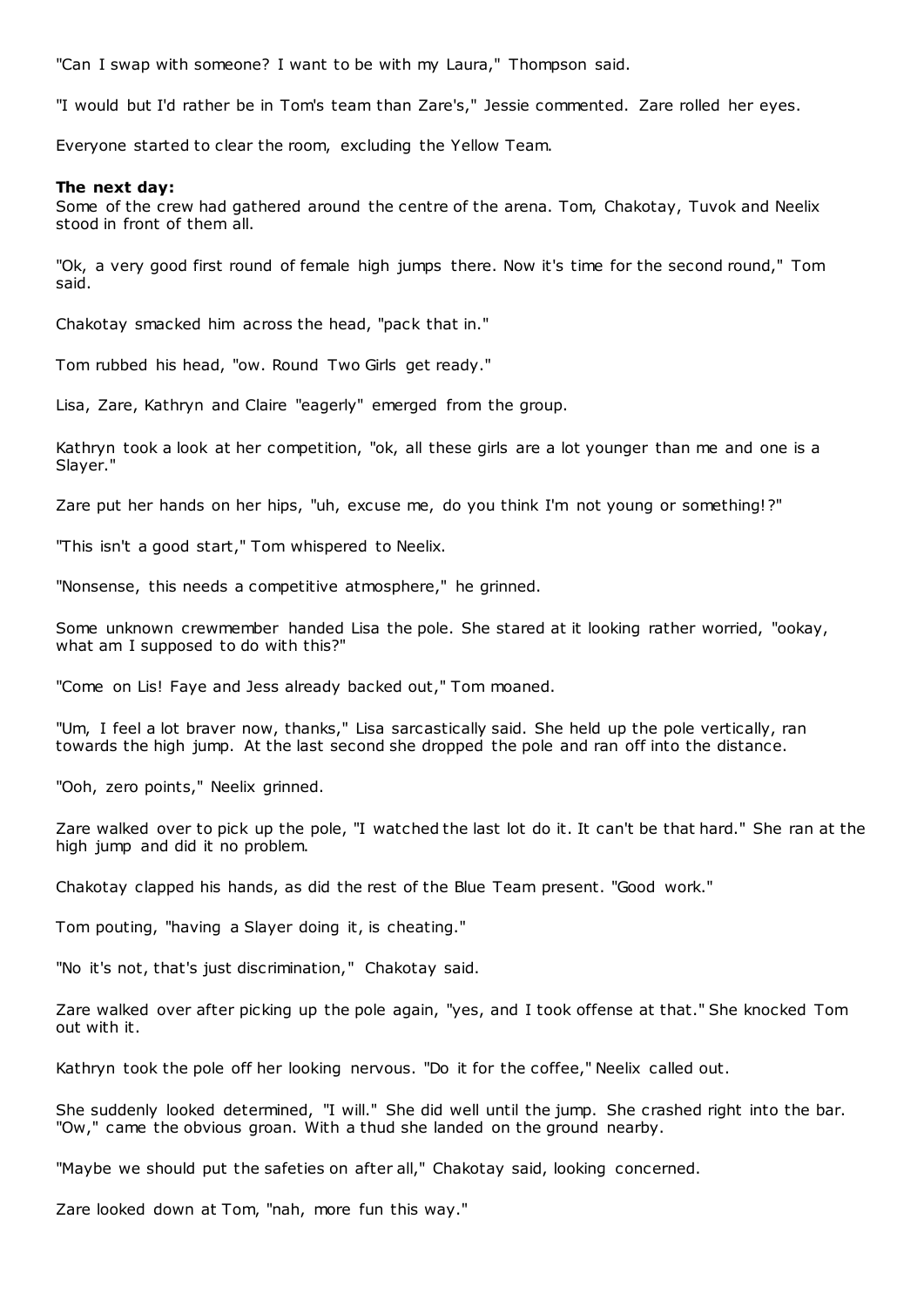"Can I swap with someone? I want to be with my Laura," Thompson said.

"I would but I'd rather be in Tom's team than Zare's," Jessie commented. Zare rolled her eyes.

Everyone started to clear the room, excluding the Yellow Team.

**The next day:**
Some of the crew had gathered around the centre of the arena. Tom, Chakotay, Tuvok and Neelix stood in front of them all.

"Ok, a very good first round of female high jumps there. Now it's time for the second round," Tom said.

Chakotay smacked him across the head, "pack that in."

Tom rubbed his head, "ow. Round Two Girls get ready."

Lisa, Zare, Kathryn and Claire "eagerly" emerged from the group.

Kathryn took a look at her competition, "ok, all these girls are a lot younger than me and one is a Slayer."

Zare put her hands on her hips, "uh, excuse me, do you think I'm not young or something!?"

"This isn't a good start," Tom whispered to Neelix.

"Nonsense, this needs a competitive atmosphere," he grinned.

Some unknown crewmember handed Lisa the pole. She stared at it looking rather worried, "ookay, what am I supposed to do with this?"

"Come on Lis! Faye and Jess already backed out," Tom moaned.

"Um, I feel a lot braver now, thanks," Lisa sarcastically said. She held up the pole vertically, ran towards the high jump. At the last second she dropped the pole and ran off into the distance.

"Ooh, zero points," Neelix grinned.

Zare walked over to pick up the pole, "I watched the last lot do it. It can't be that hard." She ran at the high jump and did it no problem.

Chakotay clapped his hands, as did the rest of the Blue Team present. "Good work."

Tom pouting, "having a Slayer doing it, is cheating."

"No it's not, that's just discrimination," Chakotay said.

Zare walked over after picking up the pole again, "yes, and I took offense at that." She knocked Tom out with it.

Kathryn took the pole off her looking nervous. "Do it for the coffee," Neelix called out.

She suddenly looked determined, "I will." She did well until the jump. She crashed right into the bar. "Ow," came the obvious groan. With a thud she landed on the ground nearby.

"Maybe we should put the safeties on after all," Chakotay said, looking concerned.

Zare looked down at Tom, "nah, more fun this way."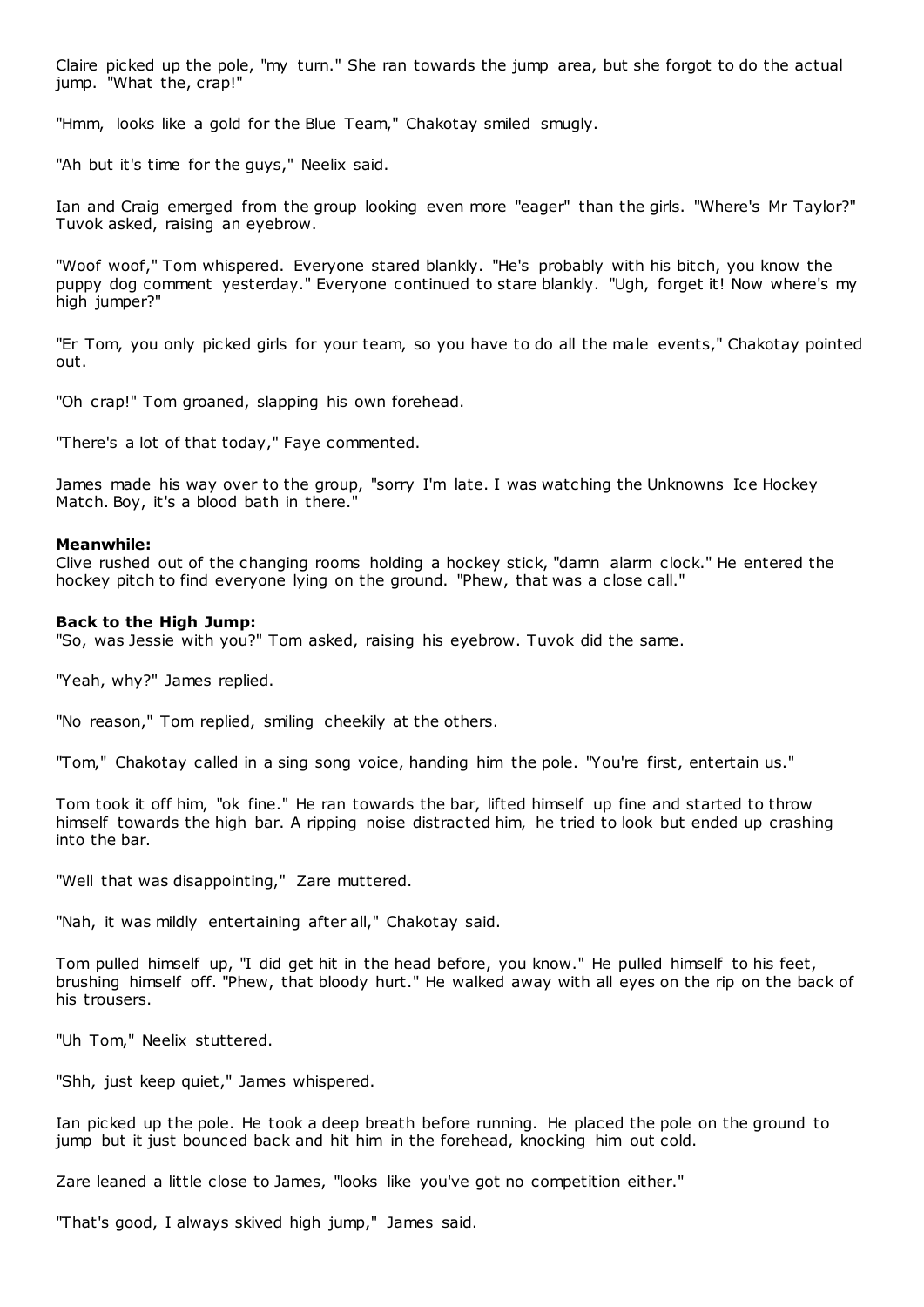Claire picked up the pole, "my turn." She ran towards the jump area, but she forgot to do the actual jump. "What the, crap!"

"Hmm, looks like a gold for the Blue Team," Chakotay smiled smugly.

"Ah but it's time for the guys," Neelix said.

Ian and Craig emerged from the group looking even more "eager" than the girls. "Where's Mr Taylor?" Tuvok asked, raising an eyebrow.

"Woof woof," Tom whispered. Everyone stared blankly. "He's probably with his bitch, you know the puppy dog comment yesterday." Everyone continued to stare blankly. "Ugh, forget it! Now where's my high jumper?"

"Er Tom, you only picked girls for your team, so you have to do all the male events," Chakotay pointed out.

"Oh crap!" Tom groaned, slapping his own forehead.

"There's a lot of that today," Faye commented.

James made his way over to the group, "sorry I'm late. I was watching the Unknowns Ice Hockey Match. Boy, it's a blood bath in there."

**Meanwhile:**
Clive rushed out of the changing rooms holding a hockey stick, "damn alarm clock." He entered the hockey pitch to find everyone lying on the ground. "Phew, that was a close call."

**Back to the High Jump:**
"So, was Jessie with you?" Tom asked, raising his eyebrow. Tuvok did the same.

"Yeah, why?" James replied.

"No reason," Tom replied, smiling cheekily at the others.

"Tom," Chakotay called in a sing song voice, handing him the pole. "You're first, entertain us."

Tom took it off him, "ok fine." He ran towards the bar, lifted himself up fine and started to throw himself towards the high bar. A ripping noise distracted him, he tried to look but ended up crashing into the bar.

"Well that was disappointing," Zare muttered.

"Nah, it was mildly entertaining after all," Chakotay said.

Tom pulled himself up, "I did get hit in the head before, you know." He pulled himself to his feet, brushing himself off. "Phew, that bloody hurt." He walked away with all eyes on the rip on the back of his trousers.

"Uh Tom," Neelix stuttered.

"Shh, just keep quiet," James whispered.

Ian picked up the pole. He took a deep breath before running. He placed the pole on the ground to jump but it just bounced back and hit him in the forehead, knocking him out cold.

Zare leaned a little close to James, "looks like you've got no competition either."

"That's good, I always skived high jump," James said.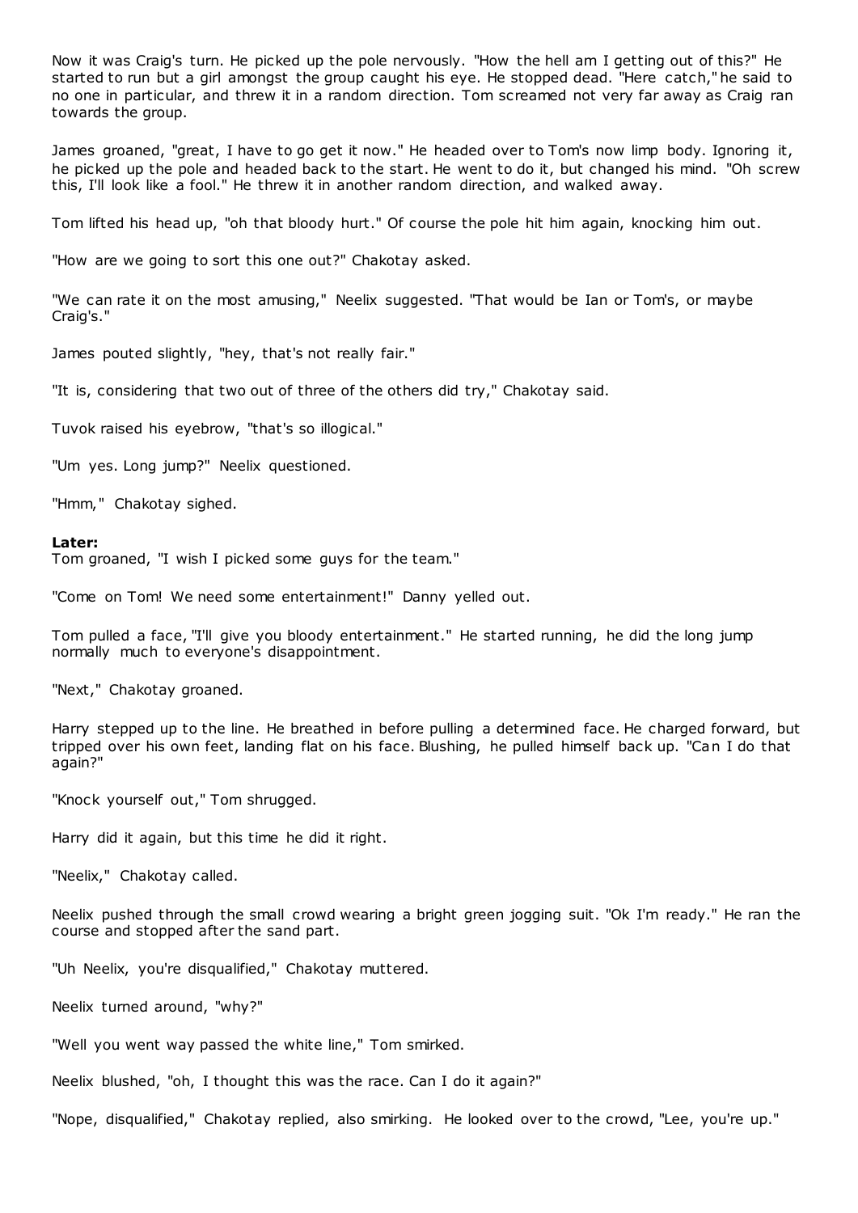Now it was Craig's turn. He picked up the pole nervously. "How the hell am I getting out of this?" He started to run but a girl amongst the group caught his eye. He stopped dead. "Here catch," he said to no one in particular, and threw it in a random direction. Tom screamed not very far away as Craig ran towards the group.

James groaned, "great, I have to go get it now." He headed over to Tom's now limp body. Ignoring it, he picked up the pole and headed back to the start. He went to do it, but changed his mind. "Oh screw this, I'll look like a fool." He threw it in another random direction, and walked away.

Tom lifted his head up, "oh that bloody hurt." Of course the pole hit him again, knocking him out.

"How are we going to sort this one out?" Chakotay asked.

"We can rate it on the most amusing," Neelix suggested. "That would be Ian or Tom's, or maybe Craig's."

James pouted slightly, "hey, that's not really fair."

"It is, considering that two out of three of the others did try," Chakotay said.

Tuvok raised his eyebrow, "that's so illogical."

"Um yes. Long jump?" Neelix questioned.

"Hmm," Chakotay sighed.

**Later:**
Tom groaned, "I wish I picked some guys for the team."

"Come on Tom! We need some entertainment!" Danny yelled out.

Tom pulled a face, "I'll give you bloody entertainment." He started running, he did the long jump normally much to everyone's disappointment.

"Next," Chakotay groaned.

Harry stepped up to the line. He breathed in before pulling a determined face. He charged forward, but tripped over his own feet, landing flat on his face. Blushing, he pulled himself back up. "Can I do that again?"

"Knock yourself out," Tom shrugged.

Harry did it again, but this time he did it right.

"Neelix," Chakotay called.

Neelix pushed through the small crowd wearing a bright green jogging suit. "Ok I'm ready." He ran the course and stopped after the sand part.

"Uh Neelix, you're disqualified," Chakotay muttered.

Neelix turned around, "why?"

"Well you went way passed the white line," Tom smirked.

Neelix blushed, "oh, I thought this was the race. Can I do it again?"

"Nope, disqualified," Chakotay replied, also smirking. He looked over to the crowd, "Lee, you're up."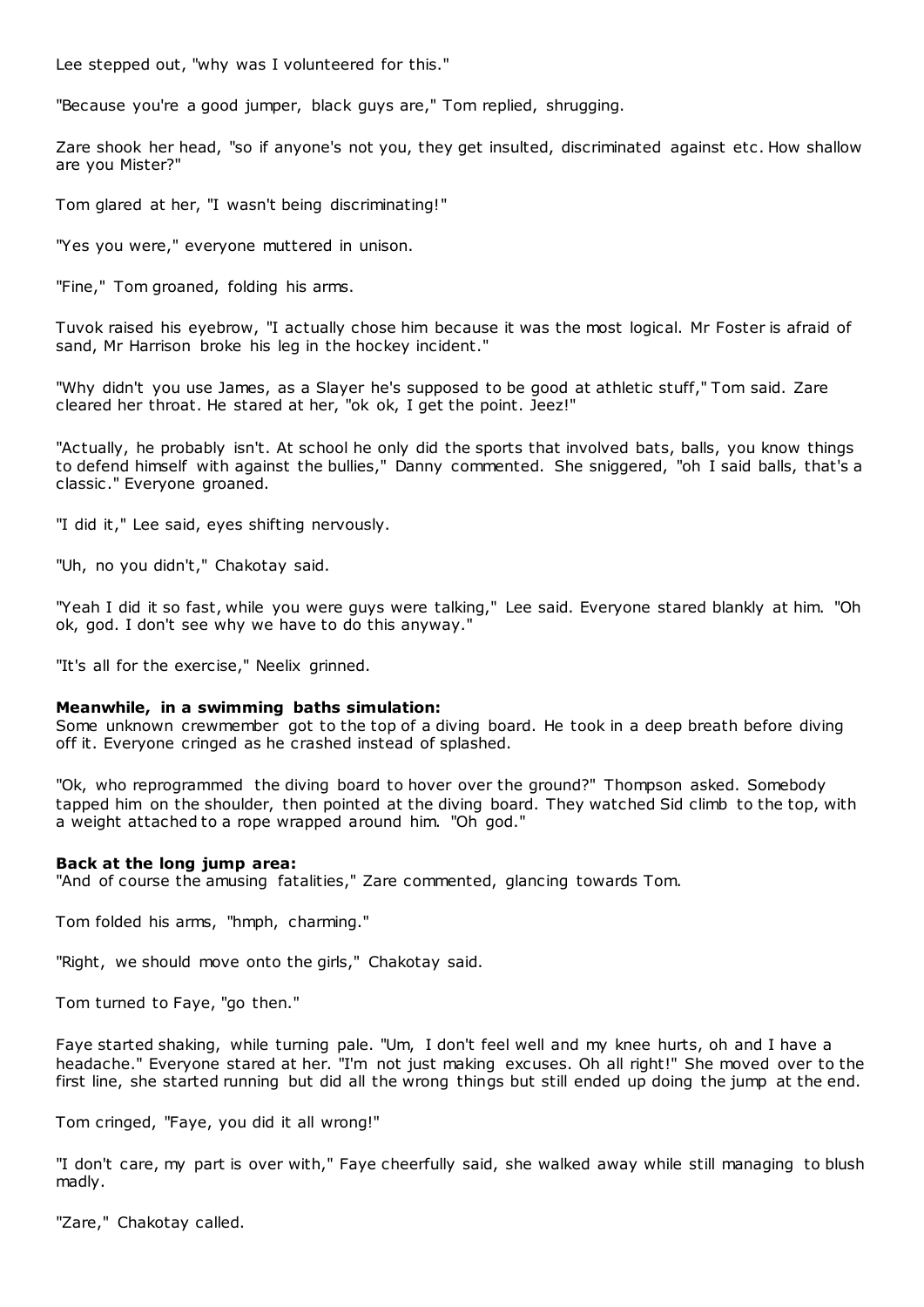Lee stepped out, "why was I volunteered for this."

"Because you're a good jumper, black guys are," Tom replied, shrugging.

Zare shook her head, "so if anyone's not you, they get insulted, discriminated against etc. How shallow are you Mister?"

Tom glared at her, "I wasn't being discriminating!"

"Yes you were," everyone muttered in unison.

"Fine," Tom groaned, folding his arms.

Tuvok raised his eyebrow, "I actually chose him because it was the most logical. Mr Foster is afraid of sand, Mr Harrison broke his leg in the hockey incident."

"Why didn't you use James, as a Slayer he's supposed to be good at athletic stuff," Tom said. Zare cleared her throat. He stared at her, "ok ok, I get the point. Jeez!"

"Actually, he probably isn't. At school he only did the sports that involved bats, balls, you know things to defend himself with against the bullies," Danny commented. She sniggered, "oh I said balls, that's a classic." Everyone groaned.

"I did it," Lee said, eyes shifting nervously.

"Uh, no you didn't," Chakotay said.

"Yeah I did it so fast, while you were guys were talking," Lee said. Everyone stared blankly at him. "Oh ok, god. I don't see why we have to do this anyway."

"It's all for the exercise," Neelix grinned.

**Meanwhile, in a swimming baths simulation:**
Some unknown crewmember got to the top of a diving board. He took in a deep breath before diving off it. Everyone cringed as he crashed instead of splashed.

"Ok, who reprogrammed the diving board to hover over the ground?" Thompson asked. Somebody tapped him on the shoulder, then pointed at the diving board. They watched Sid climb to the top, with a weight attached to a rope wrapped around him. "Oh god."

**Back at the long jump area:**
"And of course the amusing fatalities," Zare commented, glancing towards Tom.

Tom folded his arms, "hmph, charming."

"Right, we should move onto the girls," Chakotay said.

Tom turned to Faye, "go then."

Faye started shaking, while turning pale. "Um, I don't feel well and my knee hurts, oh and I have a headache." Everyone stared at her. "I'm not just making excuses. Oh all right!" She moved over to the first line, she started running but did all the wrong things but still ended up doing the jump at the end.

Tom cringed, "Faye, you did it all wrong!"

"I don't care, my part is over with," Faye cheerfully said, she walked away while still managing to blush madly.

"Zare," Chakotay called.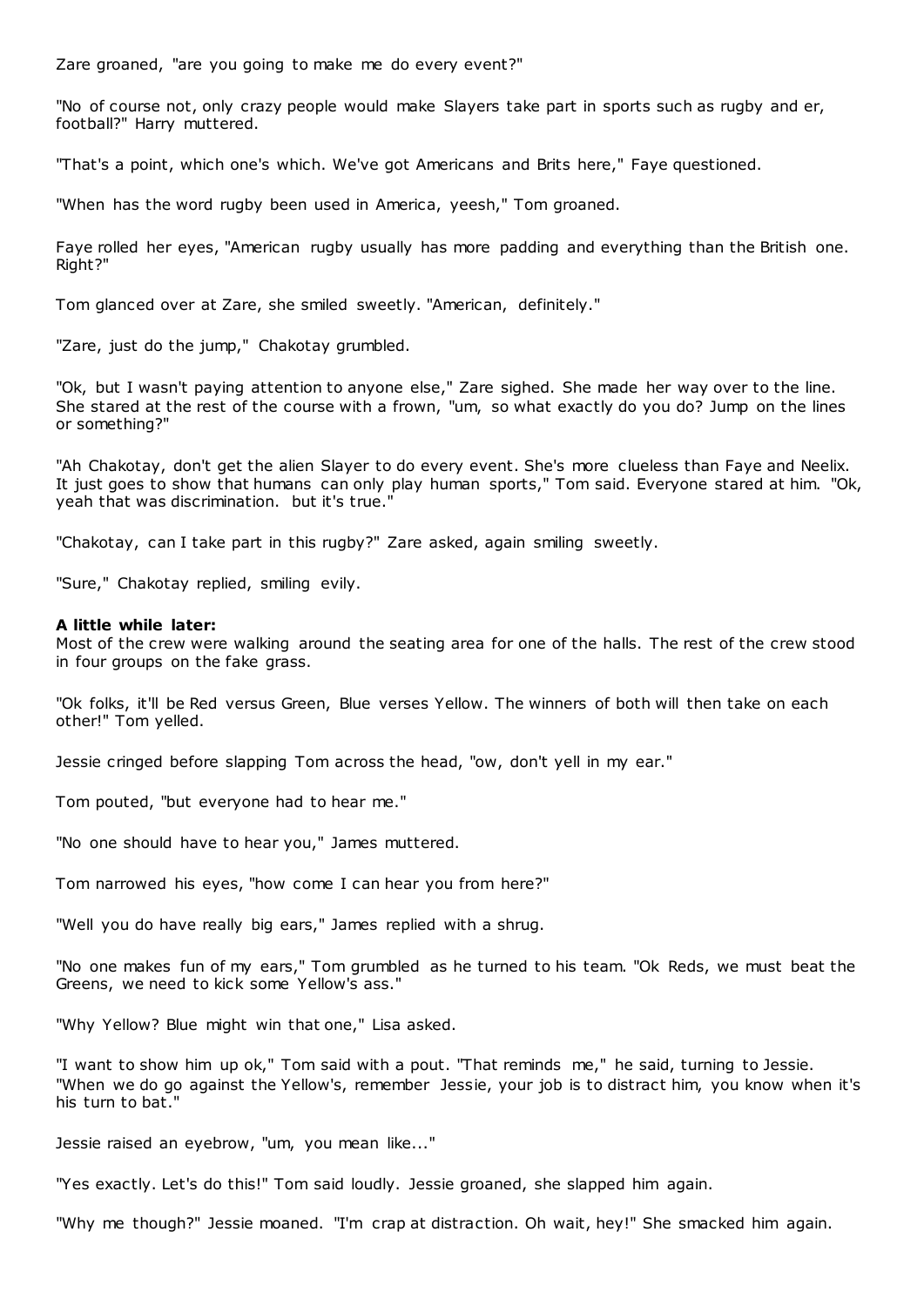Zare groaned, "are you going to make me do every event?"

"No of course not, only crazy people would make Slayers take part in sports such as rugby and er, football?" Harry muttered.

"That's a point, which one's which. We've got Americans and Brits here," Faye questioned.

"When has the word rugby been used in America, yeesh," Tom groaned.

Faye rolled her eyes, "American rugby usually has more padding and everything than the British one. Right?"

Tom glanced over at Zare, she smiled sweetly. "American, definitely."

"Zare, just do the jump," Chakotay grumbled.

"Ok, but I wasn't paying attention to anyone else," Zare sighed. She made her way over to the line. She stared at the rest of the course with a frown, "um, so what exactly do you do? Jump on the lines or something?"

"Ah Chakotay, don't get the alien Slayer to do every event. She's more clueless than Faye and Neelix. It just goes to show that humans can only play human sports," Tom said. Everyone stared at him. "Ok, yeah that was discrimination. but it's true."

"Chakotay, can I take part in this rugby?" Zare asked, again smiling sweetly.

"Sure," Chakotay replied, smiling evily.

**A little while later:**
Most of the crew were walking around the seating area for one of the halls. The rest of the crew stood in four groups on the fake grass.

"Ok folks, it'll be Red versus Green, Blue verses Yellow. The winners of both will then take on each other!" Tom yelled.

Jessie cringed before slapping Tom across the head, "ow, don't yell in my ear."

Tom pouted, "but everyone had to hear me."

"No one should have to hear you," James muttered.

Tom narrowed his eyes, "how come I can hear you from here?"

"Well you do have really big ears," James replied with a shrug.

"No one makes fun of my ears," Tom grumbled as he turned to his team. "Ok Reds, we must beat the Greens, we need to kick some Yellow's ass."

"Why Yellow? Blue might win that one," Lisa asked.

"I want to show him up ok," Tom said with a pout. "That reminds me," he said, turning to Jessie. "When we do go against the Yellow's, remember Jessie, your job is to distract him, you know when it's his turn to bat."

Jessie raised an eyebrow, "um, you mean like..."

"Yes exactly. Let's do this!" Tom said loudly. Jessie groaned, she slapped him again.

"Why me though?" Jessie moaned. "I'm crap at distraction. Oh wait, hey!" She smacked him again.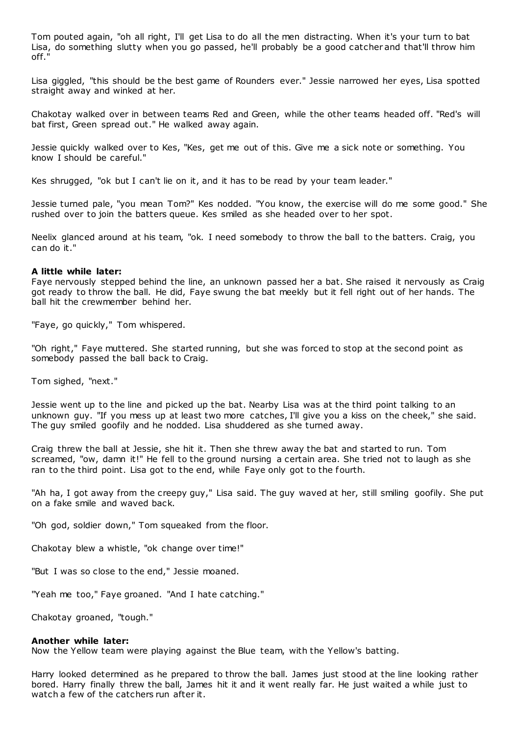Tom pouted again, "oh all right, I'll get Lisa to do all the men distracting. When it's your turn to bat Lisa, do something slutty when you go passed, he'll probably be a good catcher and that'll throw him off."

Lisa giggled, "this should be the best game of Rounders ever." Jessie narrowed her eyes, Lisa spotted straight away and winked at her.

Chakotay walked over in between teams Red and Green, while the other teams headed off. "Red's will bat first, Green spread out." He walked away again.

Jessie quickly walked over to Kes, "Kes, get me out of this. Give me a sick note or something. You know I should be careful."

Kes shrugged, "ok but I can't lie on it, and it has to be read by your team leader."

Jessie turned pale, "you mean Tom?" Kes nodded. "You know, the exercise will do me some good." She rushed over to join the batters queue. Kes smiled as she headed over to her spot.

Neelix glanced around at his team, "ok. I need somebody to throw the ball to the batters. Craig, you can do it."

**A little while later:**
Faye nervously stepped behind the line, an unknown passed her a bat. She raised it nervously as Craig got ready to throw the ball. He did, Faye swung the bat meekly but it fell right out of her hands. The ball hit the crewmember behind her.

"Faye, go quickly," Tom whispered.

"Oh right," Faye muttered. She started running, but she was forced to stop at the second point as somebody passed the ball back to Craig.

Tom sighed, "next."

Jessie went up to the line and picked up the bat. Nearby Lisa was at the third point talking to an unknown guy. "If you mess up at least two more catches, I'll give you a kiss on the cheek," she said. The guy smiled goofily and he nodded. Lisa shuddered as she turned away.

Craig threw the ball at Jessie, she hit it. Then she threw away the bat and started to run. Tom screamed, "ow, damn it!" He fell to the ground nursing a certain area. She tried not to laugh as she ran to the third point. Lisa got to the end, while Faye only got to the fourth.

"Ah ha, I got away from the creepy guy," Lisa said. The guy waved at her, still smiling goofily. She put on a fake smile and waved back.

"Oh god, soldier down," Tom squeaked from the floor.

Chakotay blew a whistle, "ok change over time!"

"But I was so close to the end," Jessie moaned.

"Yeah me too," Faye groaned. "And I hate catching."

Chakotay groaned, "tough."

**Another while later:**
Now the Yellow team were playing against the Blue team, with the Yellow's batting.

Harry looked determined as he prepared to throw the ball. James just stood at the line looking rather bored. Harry finally threw the ball, James hit it and it went really far. He just waited a while just to watch a few of the catchers run after it.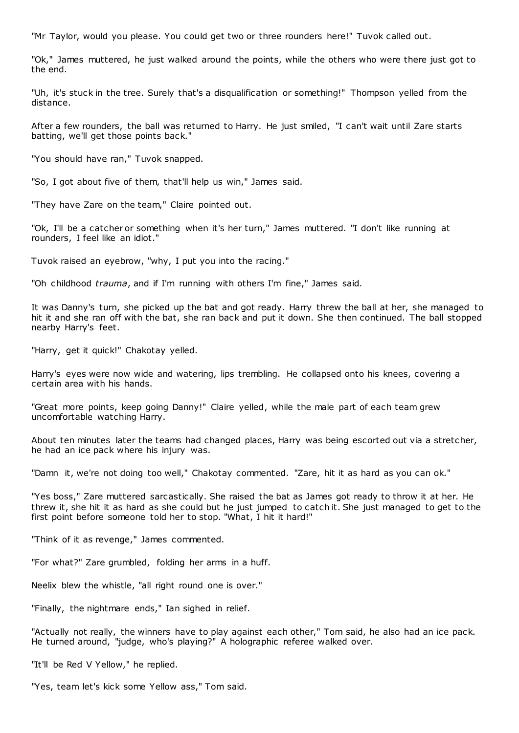"Mr Taylor, would you please. You could get two or three rounders here!" Tuvok called out.

"Ok," James muttered, he just walked around the points, while the others who were there just got to the end.

"Uh, it's stuck in the tree. Surely that's a disqualification or something!" Thompson yelled from the distance.

After a few rounders, the ball was returned to Harry. He just smiled, "I can't wait until Zare starts batting, we'll get those points back."

"You should have ran," Tuvok snapped.

"So, I got about five of them, that'll help us win," James said.

"They have Zare on the team," Claire pointed out.

"Ok, I'll be a catcher or something when it's her turn," James muttered. "I don't like running at rounders, I feel like an idiot."

Tuvok raised an eyebrow, "why, I put you into the racing."

"Oh childhood *trauma*, and if I'm running with others I'm fine," James said.

It was Danny's turn, she picked up the bat and got ready. Harry threw the ball at her, she managed to hit it and she ran off with the bat, she ran back and put it down. She then continued. The ball stopped nearby Harry's feet.

"Harry, get it quick!" Chakotay yelled.

Harry's eyes were now wide and watering, lips trembling. He collapsed onto his knees, covering a certain area with his hands.

"Great more points, keep going Danny!" Claire yelled, while the male part of each team grew uncomfortable watching Harry.

About ten minutes later the teams had changed places, Harry was being escorted out via a stretcher, he had an ice pack where his injury was.

"Damn it, we're not doing too well," Chakotay commented. "Zare, hit it as hard as you can ok."

"Yes boss," Zare muttered sarcastically. She raised the bat as James got ready to throw it at her. He threw it, she hit it as hard as she could but he just jumped to catch it. She just managed to get to the first point before someone told her to stop. "What, I hit it hard!"

"Think of it as revenge," James commented.

"For what?" Zare grumbled, folding her arms in a huff.

Neelix blew the whistle, "all right round one is over."

"Finally, the nightmare ends," Ian sighed in relief.

"Actually not really, the winners have to play against each other," Tom said, he also had an ice pack. He turned around, "judge, who's playing?" A holographic referee walked over.

"It'll be Red V Yellow," he replied.

"Yes, team let's kick some Yellow ass," Tom said.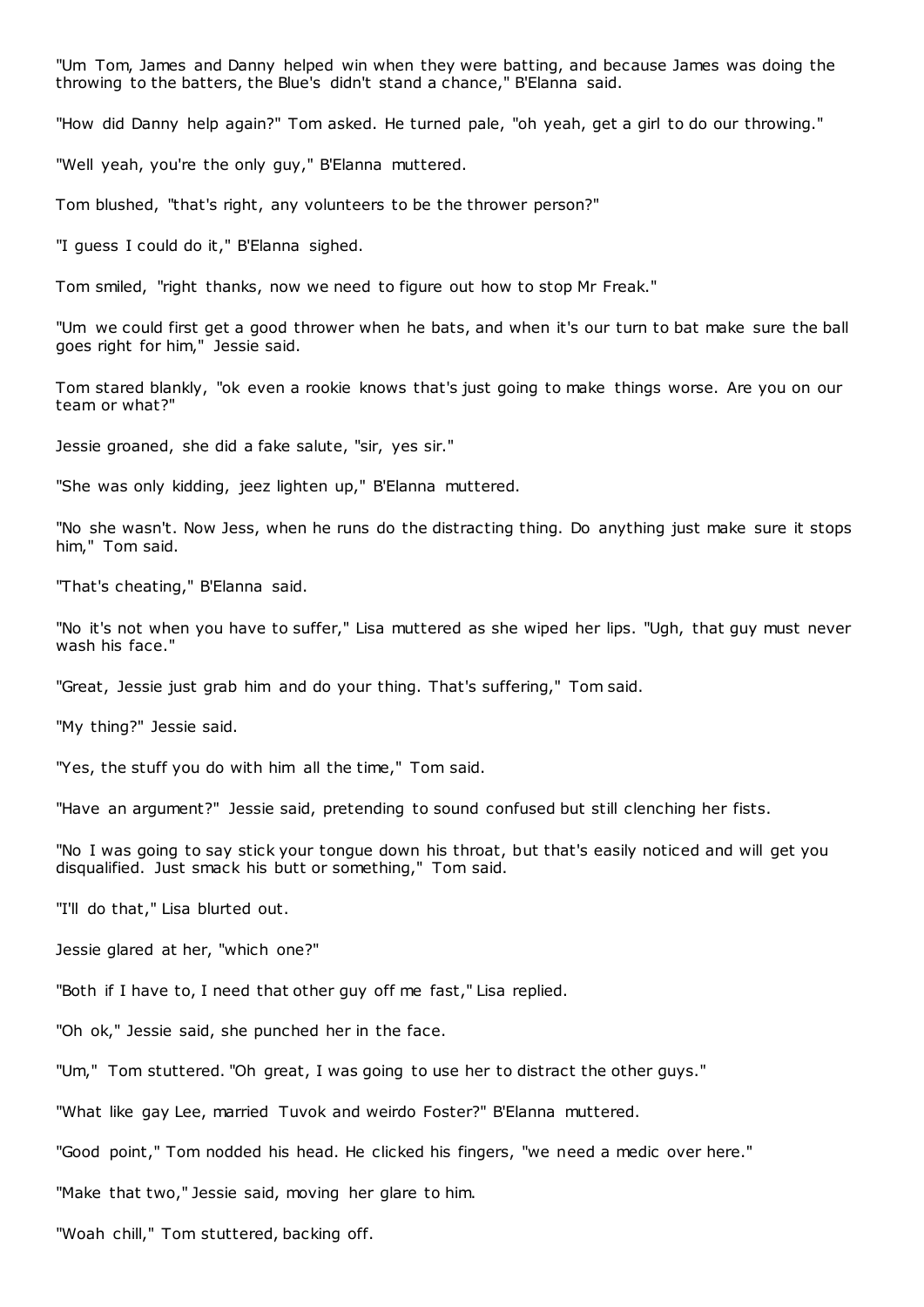"Um Tom, James and Danny helped win when they were batting, and because James was doing the throwing to the batters, the Blue's didn't stand a chance," B'Elanna said.

"How did Danny help again?" Tom asked. He turned pale, "oh yeah, get a girl to do our throwing."

"Well yeah, you're the only guy," B'Elanna muttered.

Tom blushed, "that's right, any volunteers to be the thrower person?"

"I guess I could do it," B'Elanna sighed.

Tom smiled, "right thanks, now we need to figure out how to stop Mr Freak."

"Um we could first get a good thrower when he bats, and when it's our turn to bat make sure the ball goes right for him," Jessie said.

Tom stared blankly, "ok even a rookie knows that's just going to make things worse. Are you on our team or what?"

Jessie groaned, she did a fake salute, "sir, yes sir."

"She was only kidding, jeez lighten up," B'Elanna muttered.

"No she wasn't. Now Jess, when he runs do the distracting thing. Do anything just make sure it stops him," Tom said.

"That's cheating," B'Elanna said.

"No it's not when you have to suffer," Lisa muttered as she wiped her lips. "Ugh, that guy must never wash his face."

"Great, Jessie just grab him and do your thing. That's suffering," Tom said.

"My thing?" Jessie said.

"Yes, the stuff you do with him all the time," Tom said.

"Have an argument?" Jessie said, pretending to sound confused but still clenching her fists.

"No I was going to say stick your tongue down his throat, but that's easily noticed and will get you disqualified. Just smack his butt or something," Tom said.

"I'll do that," Lisa blurted out.

Jessie glared at her, "which one?"

"Both if I have to, I need that other guy off me fast," Lisa replied.

"Oh ok," Jessie said, she punched her in the face.

"Um," Tom stuttered. "Oh great, I was going to use her to distract the other guys."

"What like gay Lee, married Tuvok and weirdo Foster?" B'Elanna muttered.

"Good point," Tom nodded his head. He clicked his fingers, "we need a medic over here."

"Make that two," Jessie said, moving her glare to him.

"Woah chill," Tom stuttered, backing off.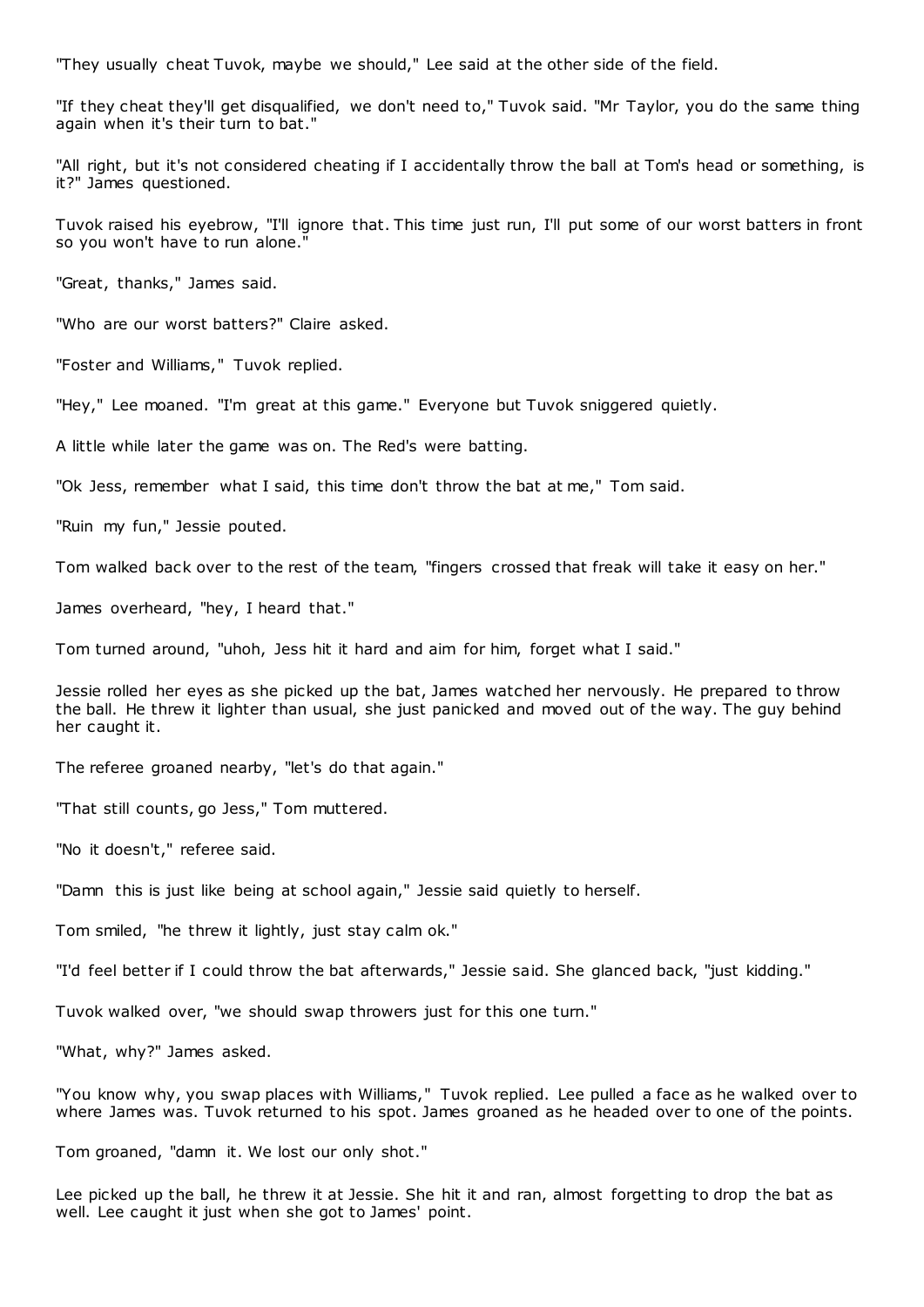"They usually cheat Tuvok, maybe we should," Lee said at the other side of the field.

"If they cheat they'll get disqualified, we don't need to," Tuvok said. "Mr Taylor, you do the same thing again when it's their turn to bat."

"All right, but it's not considered cheating if I accidentally throw the ball at Tom's head or something, is it?" James questioned.

Tuvok raised his eyebrow, "I'll ignore that. This time just run, I'll put some of our worst batters in front so you won't have to run alone."

"Great, thanks," James said.

"Who are our worst batters?" Claire asked.

"Foster and Williams," Tuvok replied.

"Hey," Lee moaned. "I'm great at this game." Everyone but Tuvok sniggered quietly.

A little while later the game was on. The Red's were batting.

"Ok Jess, remember what I said, this time don't throw the bat at me," Tom said.

"Ruin my fun," Jessie pouted.

Tom walked back over to the rest of the team, "fingers crossed that freak will take it easy on her."

James overheard, "hey, I heard that."

Tom turned around, "uhoh, Jess hit it hard and aim for him, forget what I said."

Jessie rolled her eyes as she picked up the bat, James watched her nervously. He prepared to throw the ball. He threw it lighter than usual, she just panicked and moved out of the way. The guy behind her caught it.

The referee groaned nearby, "let's do that again."

"That still counts, go Jess," Tom muttered.

"No it doesn't," referee said.

"Damn this is just like being at school again," Jessie said quietly to herself.

Tom smiled, "he threw it lightly, just stay calm ok."

"I'd feel better if I could throw the bat afterwards," Jessie said. She glanced back, "just kidding."

Tuvok walked over, "we should swap throwers just for this one turn."

"What, why?" James asked.

"You know why, you swap places with Williams," Tuvok replied. Lee pulled a face as he walked over to where James was. Tuvok returned to his spot. James groaned as he headed over to one of the points.

Tom groaned, "damn it. We lost our only shot."

Lee picked up the ball, he threw it at Jessie. She hit it and ran, almost forgetting to drop the bat as well. Lee caught it just when she got to James' point.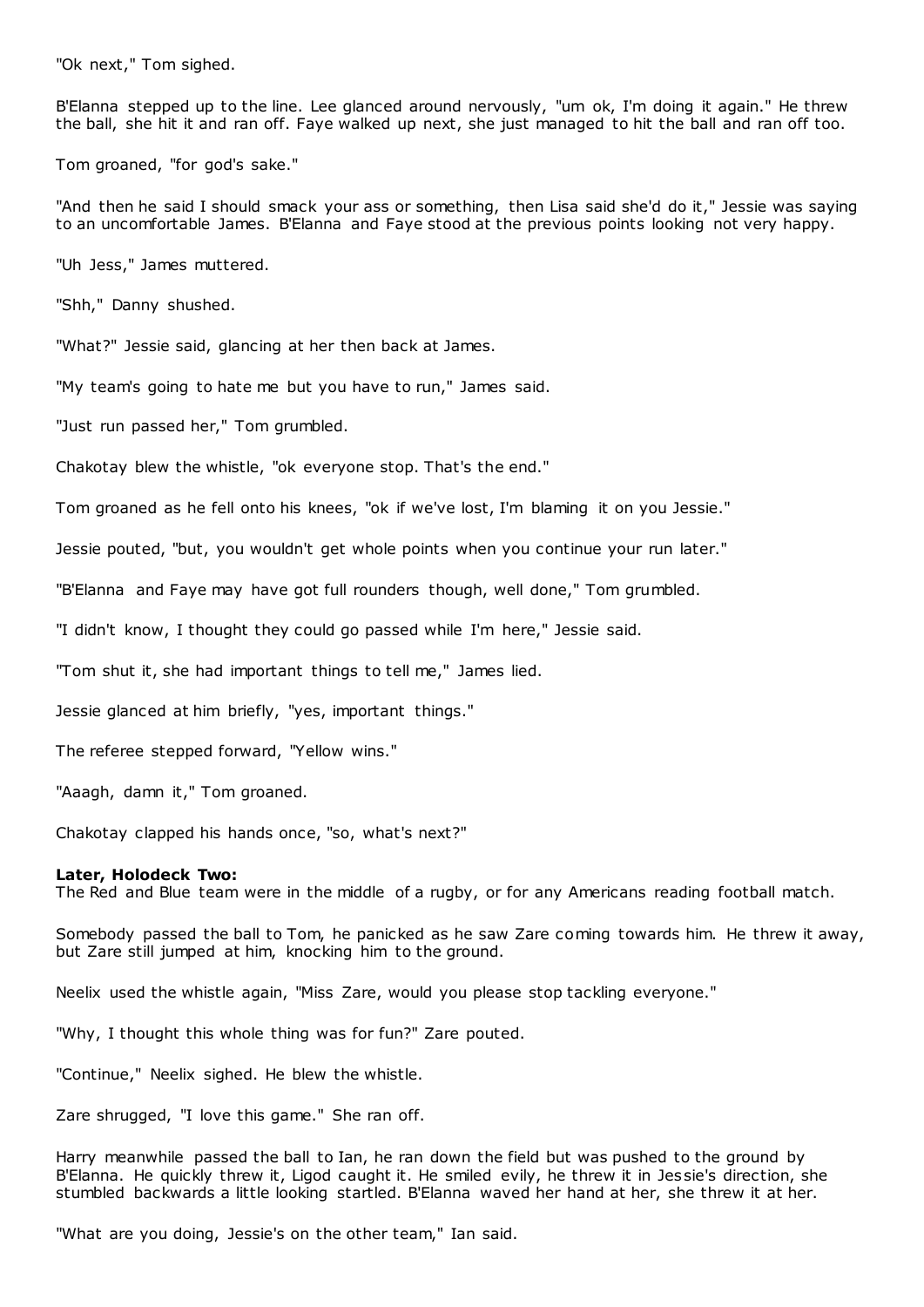"Ok next," Tom sighed.

B'Elanna stepped up to the line. Lee glanced around nervously, "um ok, I'm doing it again." He threw the ball, she hit it and ran off. Faye walked up next, she just managed to hit the ball and ran off too.

Tom groaned, "for god's sake."

"And then he said I should smack your ass or something, then Lisa said she'd do it," Jessie was saying to an uncomfortable James. B'Elanna and Faye stood at the previous points looking not very happy.

"Uh Jess," James muttered.

"Shh," Danny shushed.

"What?" Jessie said, glancing at her then back at James.

"My team's going to hate me but you have to run," James said.

"Just run passed her," Tom grumbled.

Chakotay blew the whistle, "ok everyone stop. That's the end."

Tom groaned as he fell onto his knees, "ok if we've lost, I'm blaming it on you Jessie."

Jessie pouted, "but, you wouldn't get whole points when you continue your run later."

"B'Elanna and Faye may have got full rounders though, well done," Tom grumbled.

"I didn't know, I thought they could go passed while I'm here," Jessie said.

"Tom shut it, she had important things to tell me," James lied.

Jessie glanced at him briefly, "yes, important things."

The referee stepped forward, "Yellow wins."

"Aaagh, damn it," Tom groaned.

Chakotay clapped his hands once, "so, what's next?"

**Later, Holodeck Two:**
The Red and Blue team were in the middle of a rugby, or for any Americans reading football match.

Somebody passed the ball to Tom, he panicked as he saw Zare coming towards him. He threw it away, but Zare still jumped at him, knocking him to the ground.

Neelix used the whistle again, "Miss Zare, would you please stop tackling everyone."

"Why, I thought this whole thing was for fun?" Zare pouted.

"Continue," Neelix sighed. He blew the whistle.

Zare shrugged, "I love this game." She ran off.

Harry meanwhile passed the ball to Ian, he ran down the field but was pushed to the ground by B'Elanna. He quickly threw it, Ligod caught it. He smiled evily, he threw it in Jessie's direction, she stumbled backwards a little looking startled. B'Elanna waved her hand at her, she threw it at her.

"What are you doing, Jessie's on the other team," Ian said.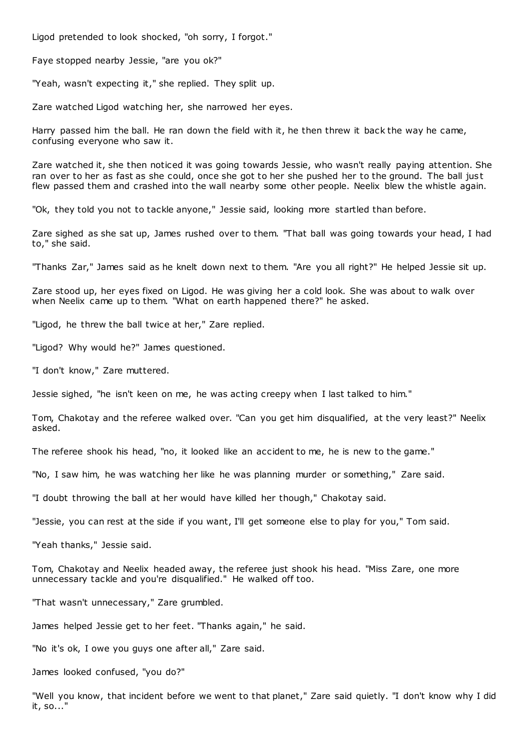Ligod pretended to look shocked, "oh sorry, I forgot."

Faye stopped nearby Jessie, "are you ok?"

"Yeah, wasn't expecting it," she replied. They split up.

Zare watched Ligod watching her, she narrowed her eyes.

Harry passed him the ball. He ran down the field with it, he then threw it back the way he came, confusing everyone who saw it.

Zare watched it, she then noticed it was going towards Jessie, who wasn't really paying attention. She ran over to her as fast as she could, once she got to her she pushed her to the ground. The ball just flew passed them and crashed into the wall nearby some other people. Neelix blew the whistle again.

"Ok, they told you not to tackle anyone," Jessie said, looking more startled than before.

Zare sighed as she sat up, James rushed over to them. "That ball was going towards your head, I had to," she said.

"Thanks Zar," James said as he knelt down next to them. "Are you all right?" He helped Jessie sit up.

Zare stood up, her eyes fixed on Ligod. He was giving her a cold look. She was about to walk over when Neelix came up to them. "What on earth happened there?" he asked.

"Ligod, he threw the ball twice at her," Zare replied.

"Ligod? Why would he?" James questioned.

"I don't know," Zare muttered.

Jessie sighed, "he isn't keen on me, he was acting creepy when I last talked to him."

Tom, Chakotay and the referee walked over. "Can you get him disqualified, at the very least?" Neelix asked.

The referee shook his head, "no, it looked like an accident to me, he is new to the game."

"No, I saw him, he was watching her like he was planning murder or something," Zare said.

"I doubt throwing the ball at her would have killed her though," Chakotay said.

"Jessie, you can rest at the side if you want, I'll get someone else to play for you," Tom said.

"Yeah thanks," Jessie said.

Tom, Chakotay and Neelix headed away, the referee just shook his head. "Miss Zare, one more unnecessary tackle and you're disqualified." He walked off too.

"That wasn't unnecessary," Zare grumbled.

James helped Jessie get to her feet. "Thanks again," he said.

"No it's ok, I owe you guys one after all," Zare said.

James looked confused, "you do?"

"Well you know, that incident before we went to that planet," Zare said quietly. "I don't know why I did it, so..."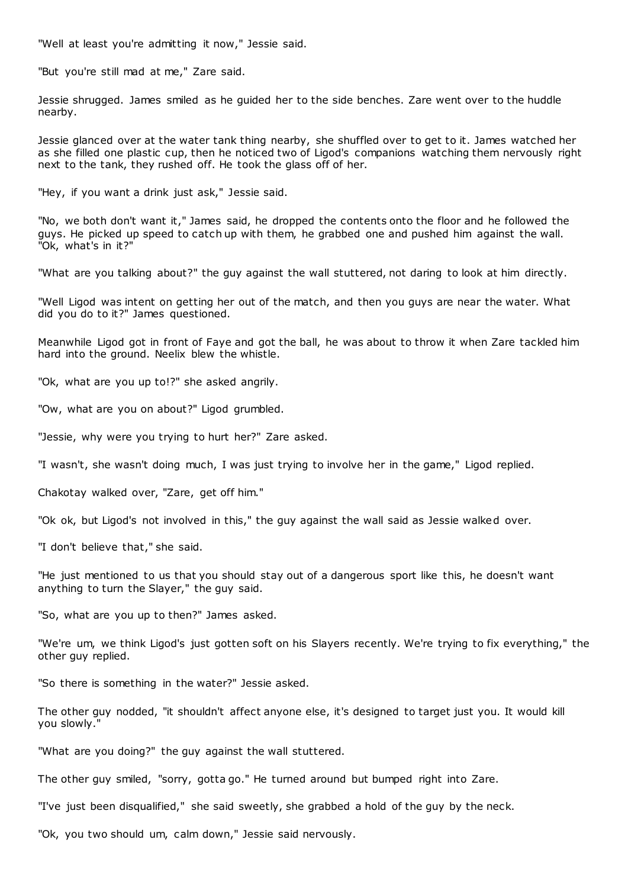"Well at least you're admitting it now," Jessie said.

"But you're still mad at me," Zare said.

Jessie shrugged. James smiled as he guided her to the side benches. Zare went over to the huddle nearby.

Jessie glanced over at the water tank thing nearby, she shuffled over to get to it. James watched her as she filled one plastic cup, then he noticed two of Ligod's companions watching them nervously right next to the tank, they rushed off. He took the glass off of her.

"Hey, if you want a drink just ask," Jessie said.

"No, we both don't want it," James said, he dropped the contents onto the floor and he followed the guys. He picked up speed to catch up with them, he grabbed one and pushed him against the wall. "Ok, what's in it?"

"What are you talking about?" the guy against the wall stuttered, not daring to look at him directly.

"Well Ligod was intent on getting her out of the match, and then you guys are near the water. What did you do to it?" James questioned.

Meanwhile Ligod got in front of Faye and got the ball, he was about to throw it when Zare tackled him hard into the ground. Neelix blew the whistle.

"Ok, what are you up to!?" she asked angrily.

"Ow, what are you on about?" Ligod grumbled.

"Jessie, why were you trying to hurt her?" Zare asked.

"I wasn't, she wasn't doing much, I was just trying to involve her in the game," Ligod replied.

Chakotay walked over, "Zare, get off him."

"Ok ok, but Ligod's not involved in this," the guy against the wall said as Jessie walked over.

"I don't believe that," she said.

"He just mentioned to us that you should stay out of a dangerous sport like this, he doesn't want anything to turn the Slayer," the guy said.

"So, what are you up to then?" James asked.

"We're um, we think Ligod's just gotten soft on his Slayers recently. We're trying to fix everything," the other guy replied.

"So there is something in the water?" Jessie asked.

The other guy nodded, "it shouldn't affect anyone else, it's designed to target just you. It would kill you slowly."

"What are you doing?" the guy against the wall stuttered.

The other guy smiled, "sorry, gotta go." He turned around but bumped right into Zare.

"I've just been disqualified," she said sweetly, she grabbed a hold of the guy by the neck.

"Ok, you two should um, calm down," Jessie said nervously.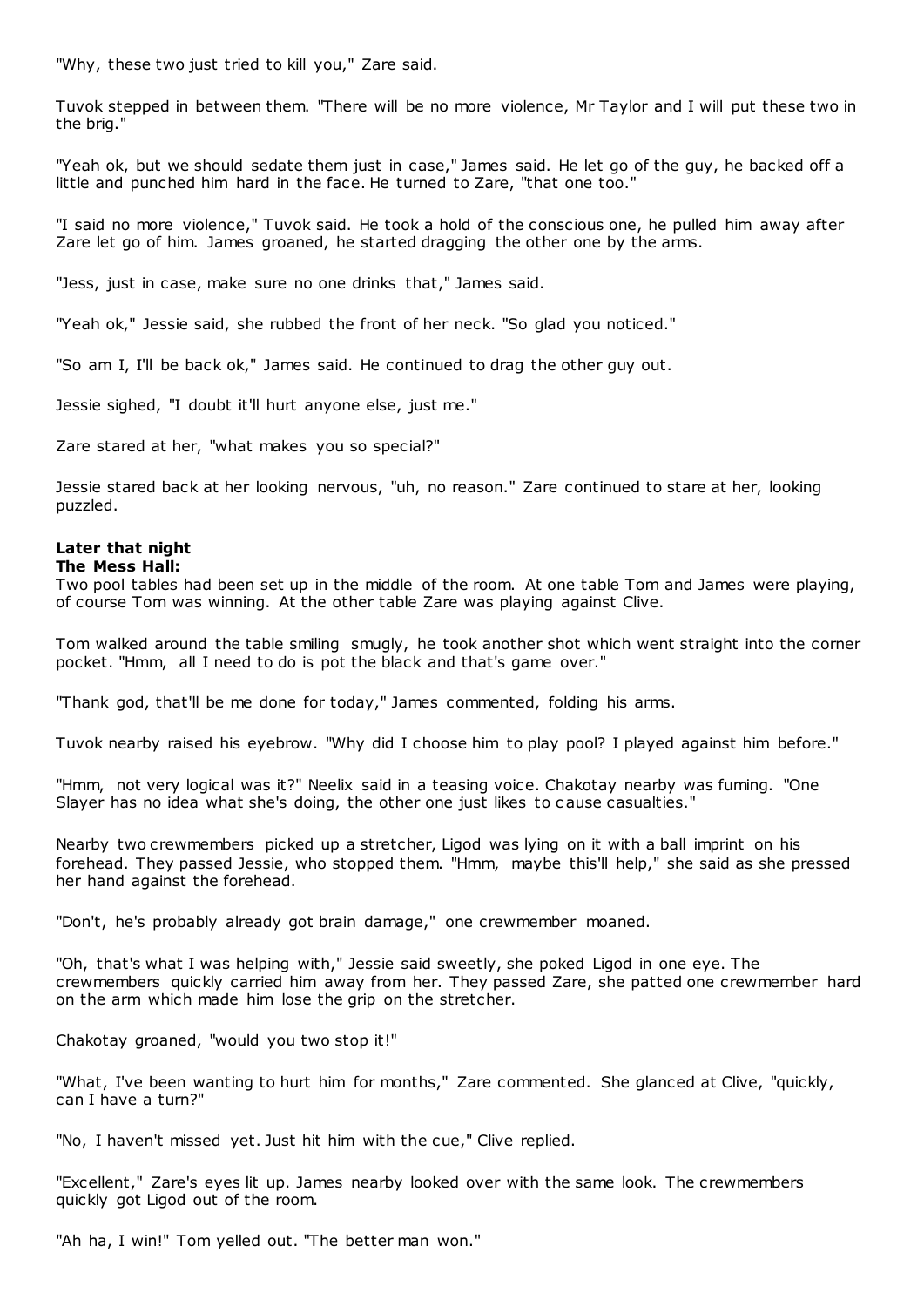"Why, these two just tried to kill you," Zare said.

Tuvok stepped in between them. "There will be no more violence, Mr Taylor and I will put these two in the brig."

"Yeah ok, but we should sedate them just in case," James said. He let go of the guy, he backed off a little and punched him hard in the face. He turned to Zare, "that one too."

"I said no more violence," Tuvok said. He took a hold of the conscious one, he pulled him away after Zare let go of him. James groaned, he started dragging the other one by the arms.

"Jess, just in case, make sure no one drinks that," James said.

"Yeah ok," Jessie said, she rubbed the front of her neck. "So glad you noticed."

"So am I, I'll be back ok," James said. He continued to drag the other guy out.

Jessie sighed, "I doubt it'll hurt anyone else, just me."

Zare stared at her, "what makes you so special?"

Jessie stared back at her looking nervous, "uh, no reason." Zare continued to stare at her, looking puzzled.

**Later that night**
**The Mess Hall:**
Two pool tables had been set up in the middle of the room. At one table Tom and James were playing, of course Tom was winning. At the other table Zare was playing against Clive.

Tom walked around the table smiling smugly, he took another shot which went straight into the corner pocket. "Hmm, all I need to do is pot the black and that's game over."

"Thank god, that'll be me done for today," James commented, folding his arms.

Tuvok nearby raised his eyebrow. "Why did I choose him to play pool? I played against him before."

"Hmm, not very logical was it?" Neelix said in a teasing voice. Chakotay nearby was fuming. "One Slayer has no idea what she's doing, the other one just likes to cause casualties."

Nearby two crewmembers picked up a stretcher, Ligod was lying on it with a ball imprint on his forehead. They passed Jessie, who stopped them. "Hmm, maybe this'll help," she said as she pressed her hand against the forehead.

"Don't, he's probably already got brain damage," one crewmember moaned.

"Oh, that's what I was helping with," Jessie said sweetly, she poked Ligod in one eye. The crewmembers quickly carried him away from her. They passed Zare, she patted one crewmember hard on the arm which made him lose the grip on the stretcher.

Chakotay groaned, "would you two stop it!"

"What, I've been wanting to hurt him for months," Zare commented. She glanced at Clive, "quickly, can I have a turn?"

"No, I haven't missed yet. Just hit him with the cue," Clive replied.

"Excellent," Zare's eyes lit up. James nearby looked over with the same look. The crewmembers quickly got Ligod out of the room.

"Ah ha, I win!" Tom yelled out. "The better man won."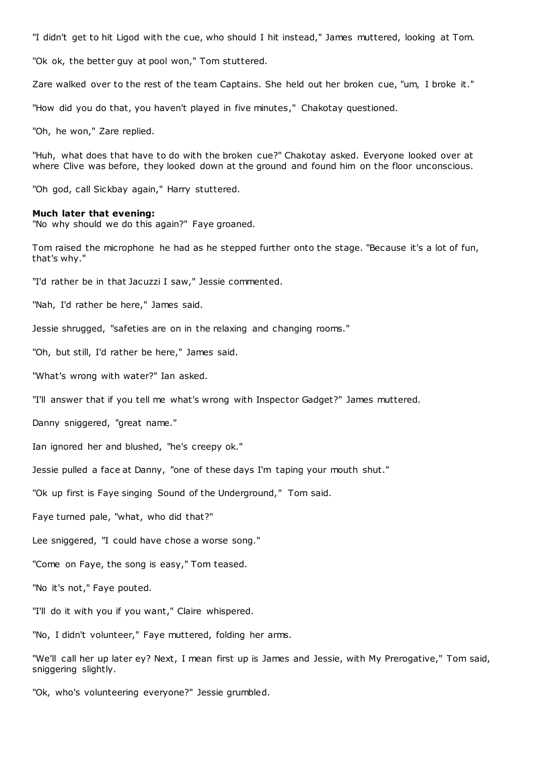"I didn't get to hit Ligod with the cue, who should I hit instead," James muttered, looking at Tom.

"Ok ok, the better guy at pool won," Tom stuttered.

Zare walked over to the rest of the team Captains. She held out her broken cue, "um, I broke it."

"How did you do that, you haven't played in five minutes," Chakotay questioned.

"Oh, he won," Zare replied.

"Huh, what does that have to do with the broken cue?" Chakotay asked. Everyone looked over at where Clive was before, they looked down at the ground and found him on the floor unconscious.

"Oh god, call Sickbay again," Harry stuttered.

**Much later that evening:**
"No why should we do this again?" Faye groaned.

Tom raised the microphone he had as he stepped further onto the stage. "Because it's a lot of fun, that's why."

"I'd rather be in that Jacuzzi I saw," Jessie commented.

"Nah, I'd rather be here," James said.

Jessie shrugged, "safeties are on in the relaxing and changing rooms."

"Oh, but still, I'd rather be here," James said.

"What's wrong with water?" Ian asked.

"I'll answer that if you tell me what's wrong with Inspector Gadget?" James muttered.

Danny sniggered, "great name."

Ian ignored her and blushed, "he's creepy ok."

Jessie pulled a face at Danny, "one of these days I'm taping your mouth shut."

"Ok up first is Faye singing Sound of the Underground," Tom said.

Faye turned pale, "what, who did that?"

Lee sniggered, "I could have chose a worse song."

"Come on Faye, the song is easy," Tom teased.

"No it's not," Faye pouted.

"I'll do it with you if you want," Claire whispered.

"No, I didn't volunteer," Faye muttered, folding her arms.

"We'll call her up later ey? Next, I mean first up is James and Jessie, with My Prerogative," Tom said, sniggering slightly.

"Ok, who's volunteering everyone?" Jessie grumbled.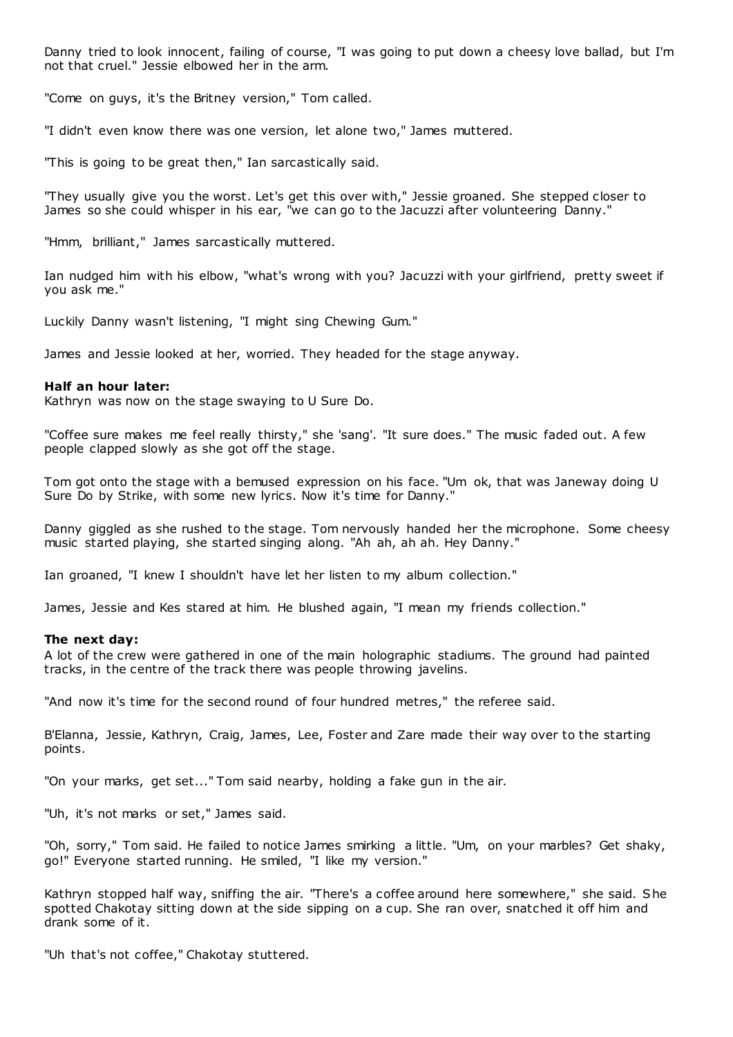Danny tried to look innocent, failing of course, "I was going to put down a cheesy love ballad, but I'm not that cruel." Jessie elbowed her in the arm.

"Come on guys, it's the Britney version," Tom called.

"I didn't even know there was one version, let alone two," James muttered.

"This is going to be great then," Ian sarcastically said.

"They usually give you the worst. Let's get this over with," Jessie groaned. She stepped closer to James so she could whisper in his ear, "we can go to the Jacuzzi after volunteering Danny."

"Hmm, brilliant," James sarcastically muttered.

Ian nudged him with his elbow, "what's wrong with you? Jacuzzi with your girlfriend, pretty sweet if you ask me."

Luckily Danny wasn't listening, "I might sing Chewing Gum."

James and Jessie looked at her, worried. They headed for the stage anyway.

**Half an hour later:**
Kathryn was now on the stage swaying to U Sure Do.

"Coffee sure makes me feel really thirsty," she 'sang'. "It sure does." The music faded out. A few people clapped slowly as she got off the stage.

Tom got onto the stage with a bemused expression on his face. "Um ok, that was Janeway doing U Sure Do by Strike, with some new lyrics. Now it's time for Danny."

Danny giggled as she rushed to the stage. Tom nervously handed her the microphone. Some cheesy music started playing, she started singing along. "Ah ah, ah ah. Hey Danny."

Ian groaned, "I knew I shouldn't have let her listen to my album collection."

James, Jessie and Kes stared at him. He blushed again, "I mean my friends collection."

**The next day:**
A lot of the crew were gathered in one of the main holographic stadiums. The ground had painted tracks, in the centre of the track there was people throwing javelins.

"And now it's time for the second round of four hundred metres," the referee said.

B'Elanna, Jessie, Kathryn, Craig, James, Lee, Foster and Zare made their way over to the starting points.

"On your marks, get set..." Tom said nearby, holding a fake gun in the air.

"Uh, it's not marks or set," James said.

"Oh, sorry," Tom said. He failed to notice James smirking a little. "Um, on your marbles? Get shaky, go!" Everyone started running. He smiled, "I like my version."

Kathryn stopped half way, sniffing the air. "There's a coffee around here somewhere," she said. She spotted Chakotay sitting down at the side sipping on a cup. She ran over, snatched it off him and drank some of it.

"Uh that's not coffee," Chakotay stuttered.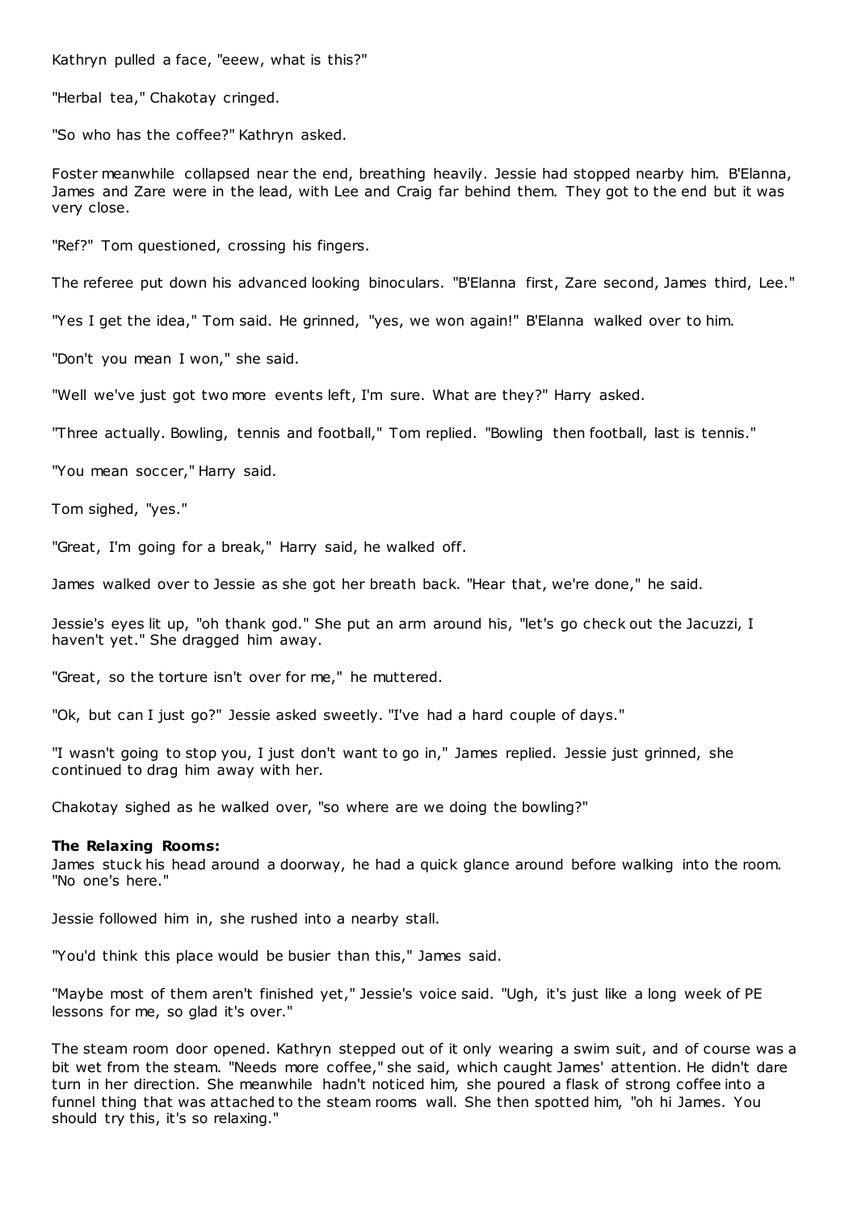Kathryn pulled a face, "eeew, what is this?"

"Herbal tea," Chakotay cringed.

"So who has the coffee?" Kathryn asked.

Foster meanwhile collapsed near the end, breathing heavily. Jessie had stopped nearby him. B'Elanna, James and Zare were in the lead, with Lee and Craig far behind them. They got to the end but it was very close.

"Ref?" Tom questioned, crossing his fingers.

The referee put down his advanced looking binoculars. "B'Elanna first, Zare second, James third, Lee."

"Yes I get the idea," Tom said. He grinned, "yes, we won again!" B'Elanna walked over to him.

"Don't you mean I won," she said.

"Well we've just got two more events left, I'm sure. What are they?" Harry asked.

"Three actually. Bowling, tennis and football," Tom replied. "Bowling then football, last is tennis."

"You mean soccer," Harry said.

Tom sighed, "yes."

"Great, I'm going for a break," Harry said, he walked off.

James walked over to Jessie as she got her breath back. "Hear that, we're done," he said.

Jessie's eyes lit up, "oh thank god." She put an arm around his, "let's go check out the Jacuzzi, I haven't yet." She dragged him away.

"Great, so the torture isn't over for me," he muttered.

"Ok, but can I just go?" Jessie asked sweetly. "I've had a hard couple of days."

"I wasn't going to stop you, I just don't want to go in," James replied. Jessie just grinned, she continued to drag him away with her.

Chakotay sighed as he walked over, "so where are we doing the bowling?"

**The Relaxing Rooms:**

James stuck his head around a doorway, he had a quick glance around before walking into the room. "No one's here."

Jessie followed him in, she rushed into a nearby stall.

"You'd think this place would be busier than this," James said.

"Maybe most of them aren't finished yet," Jessie's voice said. "Ugh, it's just like a long week of PE lessons for me, so glad it's over."

The steam room door opened. Kathryn stepped out of it only wearing a swim suit, and of course was a bit wet from the steam. "Needs more coffee," she said, which caught James' attention. He didn't dare turn in her direction. She meanwhile hadn't noticed him, she poured a flask of strong coffee into a funnel thing that was attached to the steam rooms wall. She then spotted him, "oh hi James. You should try this, it's so relaxing."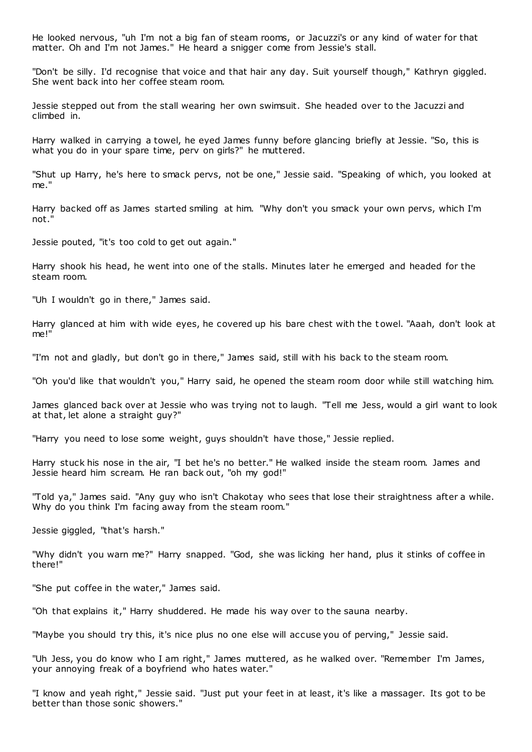He looked nervous, "uh I'm not a big fan of steam rooms, or Jacuzzi's or any kind of water for that matter. Oh and I'm not James." He heard a snigger come from Jessie's stall.

"Don't be silly. I'd recognise that voice and that hair any day. Suit yourself though," Kathryn giggled. She went back into her coffee steam room.

Jessie stepped out from the stall wearing her own swimsuit. She headed over to the Jacuzzi and climbed in.

Harry walked in carrying a towel, he eyed James funny before glancing briefly at Jessie. "So, this is what you do in your spare time, perv on girls?" he muttered.

"Shut up Harry, he's here to smack pervs, not be one," Jessie said. "Speaking of which, you looked at me."

Harry backed off as James started smiling at him. "Why don't you smack your own pervs, which I'm not."

Jessie pouted, "it's too cold to get out again."

Harry shook his head, he went into one of the stalls. Minutes later he emerged and headed for the steam room.

"Uh I wouldn't go in there," James said.

Harry glanced at him with wide eyes, he covered up his bare chest with the towel. "Aaah, don't look at me!"

"I'm not and gladly, but don't go in there," James said, still with his back to the steam room.

"Oh you'd like that wouldn't you," Harry said, he opened the steam room door while still watching him.

James glanced back over at Jessie who was trying not to laugh. "Tell me Jess, would a girl want to look at that, let alone a straight guy?"

"Harry you need to lose some weight, guys shouldn't have those," Jessie replied.

Harry stuck his nose in the air, "I bet he's no better." He walked inside the steam room. James and Jessie heard him scream. He ran back out, "oh my god!"

"Told ya," James said. "Any guy who isn't Chakotay who sees that lose their straightness after a while. Why do you think I'm facing away from the steam room."

Jessie giggled, "that's harsh."

"Why didn't you warn me?" Harry snapped. "God, she was licking her hand, plus it stinks of coffee in there!"

"She put coffee in the water," James said.

"Oh that explains it," Harry shuddered. He made his way over to the sauna nearby.

"Maybe you should try this, it's nice plus no one else will accuse you of perving," Jessie said.

"Uh Jess, you do know who I am right," James muttered, as he walked over. "Remember I'm James, your annoying freak of a boyfriend who hates water."

"I know and yeah right," Jessie said. "Just put your feet in at least, it's like a massager. Its got to be better than those sonic showers."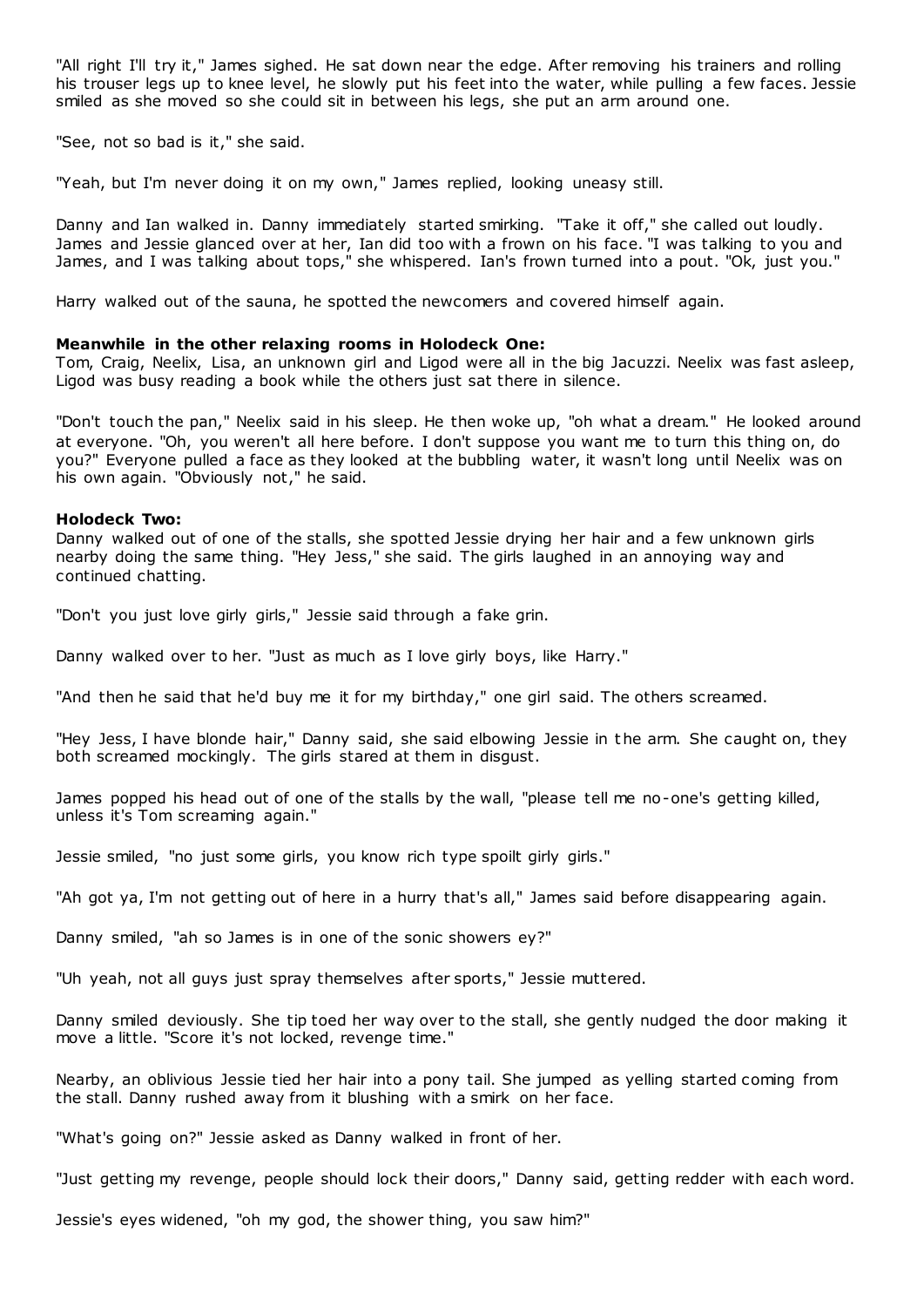"All right I'll try it," James sighed. He sat down near the edge. After removing his trainers and rolling his trouser legs up to knee level, he slowly put his feet into the water, while pulling a few faces. Jessie smiled as she moved so she could sit in between his legs, she put an arm around one.

"See, not so bad is it," she said.

"Yeah, but I'm never doing it on my own," James replied, looking uneasy still.

Danny and Ian walked in. Danny immediately started smirking. "Take it off," she called out loudly. James and Jessie glanced over at her, Ian did too with a frown on his face. "I was talking to you and James, and I was talking about tops," she whispered. Ian's frown turned into a pout. "Ok, just you."

Harry walked out of the sauna, he spotted the newcomers and covered himself again.

**Meanwhile in the other relaxing rooms in Holodeck One:**
Tom, Craig, Neelix, Lisa, an unknown girl and Ligod were all in the big Jacuzzi. Neelix was fast asleep, Ligod was busy reading a book while the others just sat there in silence.

"Don't touch the pan," Neelix said in his sleep. He then woke up, "oh what a dream." He looked around at everyone. "Oh, you weren't all here before. I don't suppose you want me to turn this thing on, do you?" Everyone pulled a face as they looked at the bubbling water, it wasn't long until Neelix was on his own again. "Obviously not," he said.

**Holodeck Two:**
Danny walked out of one of the stalls, she spotted Jessie drying her hair and a few unknown girls nearby doing the same thing. "Hey Jess," she said. The girls laughed in an annoying way and continued chatting.

"Don't you just love girly girls," Jessie said through a fake grin.

Danny walked over to her. "Just as much as I love girly boys, like Harry."

"And then he said that he'd buy me it for my birthday," one girl said. The others screamed.

"Hey Jess, I have blonde hair," Danny said, she said elbowing Jessie in the arm. She caught on, they both screamed mockingly. The girls stared at them in disgust.

James popped his head out of one of the stalls by the wall, "please tell me no-one's getting killed, unless it's Tom screaming again."

Jessie smiled, "no just some girls, you know rich type spoilt girly girls."

"Ah got ya, I'm not getting out of here in a hurry that's all," James said before disappearing again.

Danny smiled, "ah so James is in one of the sonic showers ey?"

"Uh yeah, not all guys just spray themselves after sports," Jessie muttered.

Danny smiled deviously. She tip toed her way over to the stall, she gently nudged the door making it move a little. "Score it's not locked, revenge time."

Nearby, an oblivious Jessie tied her hair into a pony tail. She jumped as yelling started coming from the stall. Danny rushed away from it blushing with a smirk on her face.

"What's going on?" Jessie asked as Danny walked in front of her.

"Just getting my revenge, people should lock their doors," Danny said, getting redder with each word.

Jessie's eyes widened, "oh my god, the shower thing, you saw him?"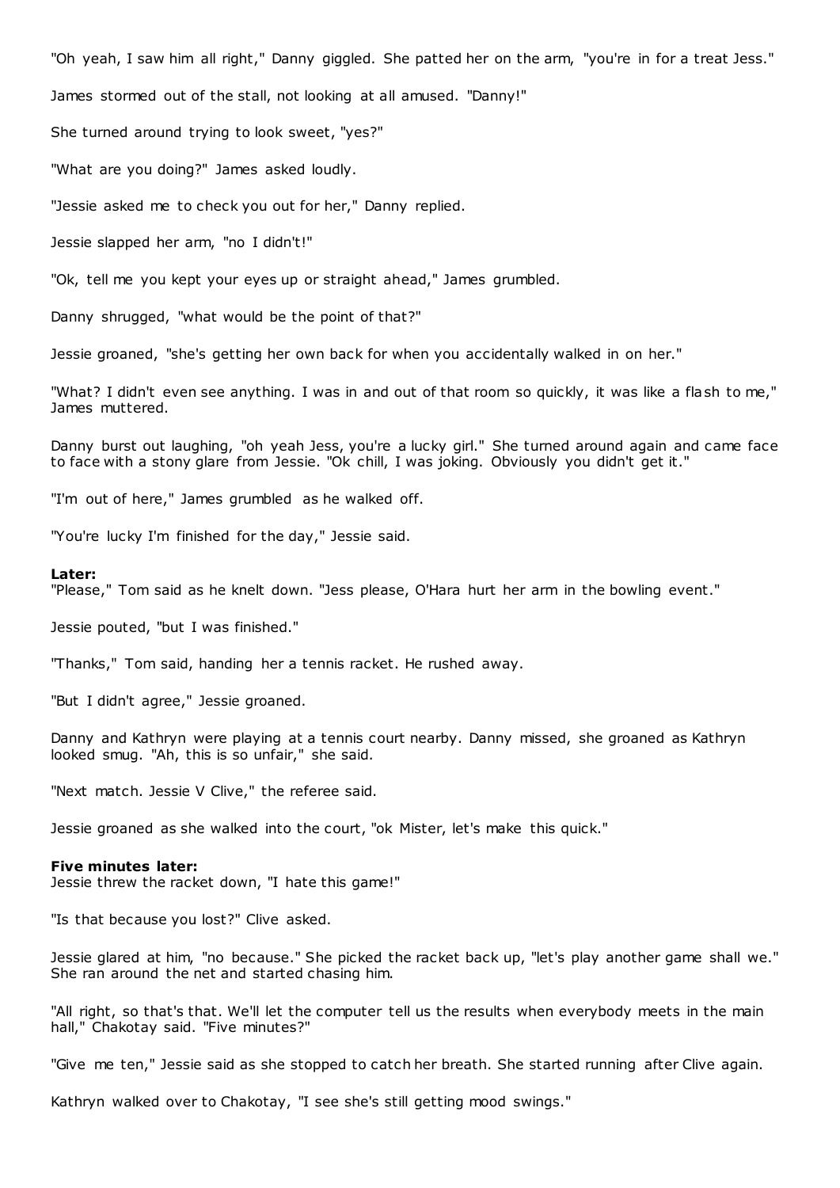"Oh yeah, I saw him all right," Danny giggled. She patted her on the arm, "you're in for a treat Jess."

James stormed out of the stall, not looking at all amused. "Danny!"

She turned around trying to look sweet, "yes?"

"What are you doing?" James asked loudly.

"Jessie asked me to check you out for her," Danny replied.

Jessie slapped her arm, "no I didn't!"

"Ok, tell me you kept your eyes up or straight ahead," James grumbled.

Danny shrugged, "what would be the point of that?"

Jessie groaned, "she's getting her own back for when you accidentally walked in on her."

"What? I didn't even see anything. I was in and out of that room so quickly, it was like a flash to me," James muttered.

Danny burst out laughing, "oh yeah Jess, you're a lucky girl." She turned around again and came face to face with a stony glare from Jessie. "Ok chill, I was joking. Obviously you didn't get it."

"I'm out of here," James grumbled as he walked off.

"You're lucky I'm finished for the day," Jessie said.

**Later:**
"Please," Tom said as he knelt down. "Jess please, O'Hara hurt her arm in the bowling event."

Jessie pouted, "but I was finished."

"Thanks," Tom said, handing her a tennis racket. He rushed away.

"But I didn't agree," Jessie groaned.

Danny and Kathryn were playing at a tennis court nearby. Danny missed, she groaned as Kathryn looked smug. "Ah, this is so unfair," she said.

"Next match. Jessie V Clive," the referee said.

Jessie groaned as she walked into the court, "ok Mister, let's make this quick."

**Five minutes later:**
Jessie threw the racket down, "I hate this game!"

"Is that because you lost?" Clive asked.

Jessie glared at him, "no because." She picked the racket back up, "let's play another game shall we." She ran around the net and started chasing him.

"All right, so that's that. We'll let the computer tell us the results when everybody meets in the main hall," Chakotay said. "Five minutes?"

"Give me ten," Jessie said as she stopped to catch her breath. She started running after Clive again.

Kathryn walked over to Chakotay, "I see she's still getting mood swings."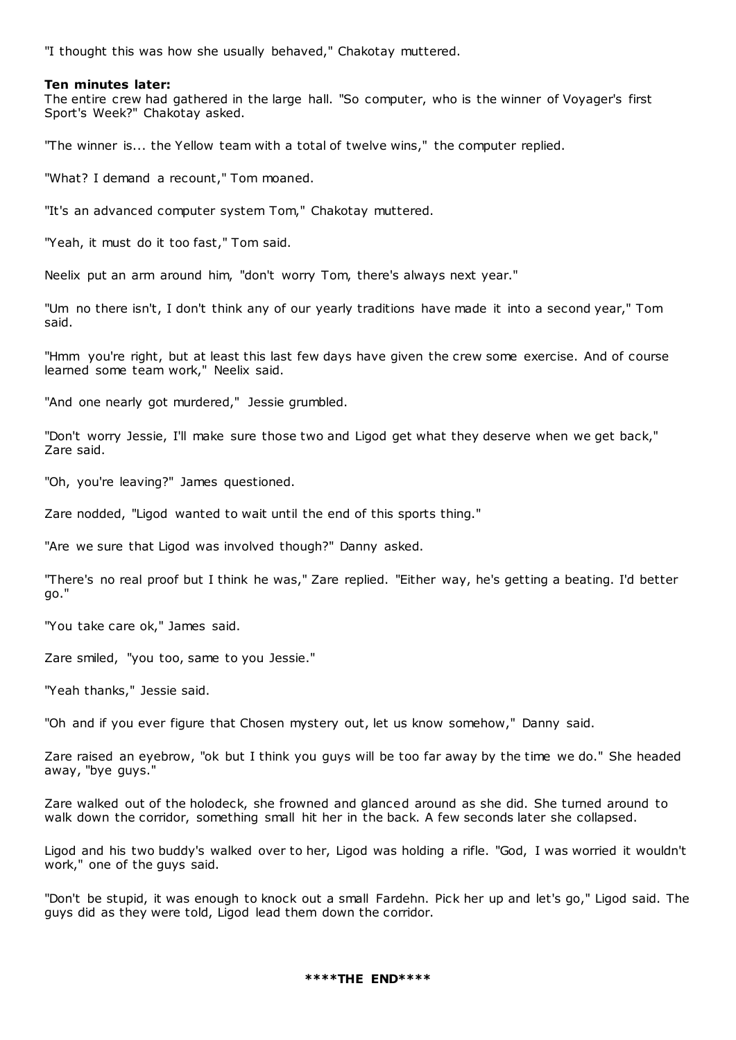"I thought this was how she usually behaved," Chakotay muttered.

**Ten minutes later:**
The entire crew had gathered in the large hall. "So computer, who is the winner of Voyager's first Sport's Week?" Chakotay asked.

"The winner is... the Yellow team with a total of twelve wins," the computer replied.

"What? I demand a recount," Tom moaned.

"It's an advanced computer system Tom," Chakotay muttered.

"Yeah, it must do it too fast," Tom said.

Neelix put an arm around him, "don't worry Tom, there's always next year."

"Um no there isn't, I don't think any of our yearly traditions have made it into a second year," Tom said.

"Hmm you're right, but at least this last few days have given the crew some exercise. And of course learned some team work," Neelix said.

"And one nearly got murdered," Jessie grumbled.

"Don't worry Jessie, I'll make sure those two and Ligod get what they deserve when we get back," Zare said.

"Oh, you're leaving?" James questioned.

Zare nodded, "Ligod wanted to wait until the end of this sports thing."

"Are we sure that Ligod was involved though?" Danny asked.

"There's no real proof but I think he was," Zare replied. "Either way, he's getting a beating. I'd better go."

"You take care ok," James said.

Zare smiled, "you too, same to you Jessie."

"Yeah thanks," Jessie said.

"Oh and if you ever figure that Chosen mystery out, let us know somehow," Danny said.

Zare raised an eyebrow, "ok but I think you guys will be too far away by the time we do." She headed away, "bye guys."

Zare walked out of the holodeck, she frowned and glanced around as she did. She turned around to walk down the corridor, something small hit her in the back. A few seconds later she collapsed.

Ligod and his two buddy's walked over to her, Ligod was holding a rifle. "God, I was worried it wouldn't work," one of the guys said.

"Don't be stupid, it was enough to knock out a small Fardehn. Pick her up and let's go," Ligod said. The guys did as they were told, Ligod lead them down the corridor.

**\*\*\*\*THE END\*\*\*\***